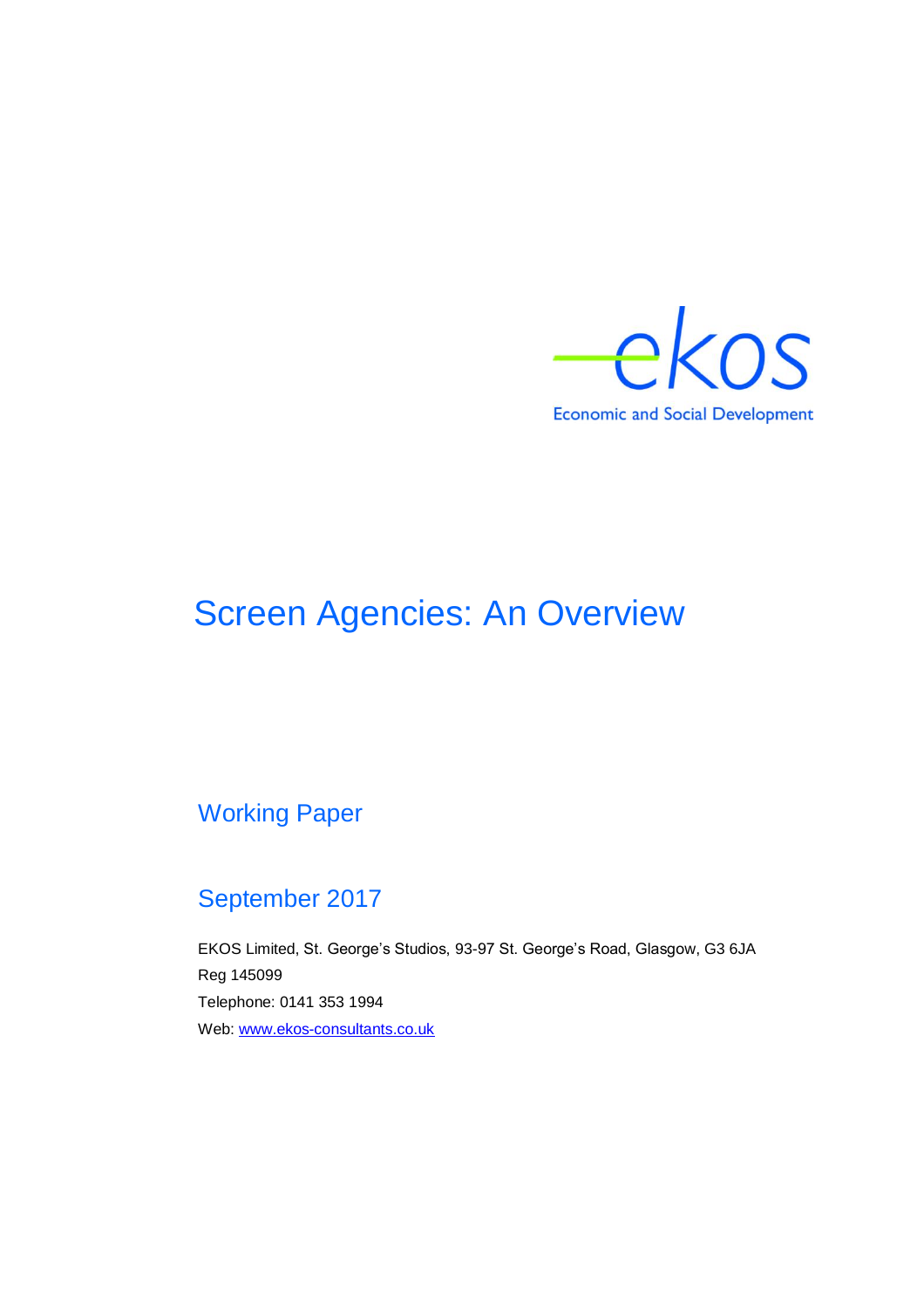ekos

Economic and Social Development

# Screen Agencies: An Overview

## Working Paper

## September 2017

EKOS Limited, St. George's Studios, 93-97 St. George's Road, Glasgow, G3 6JA
Reg 145099
Telephone: 0141 353 1994
Web: www.ekos-consultants.co.uk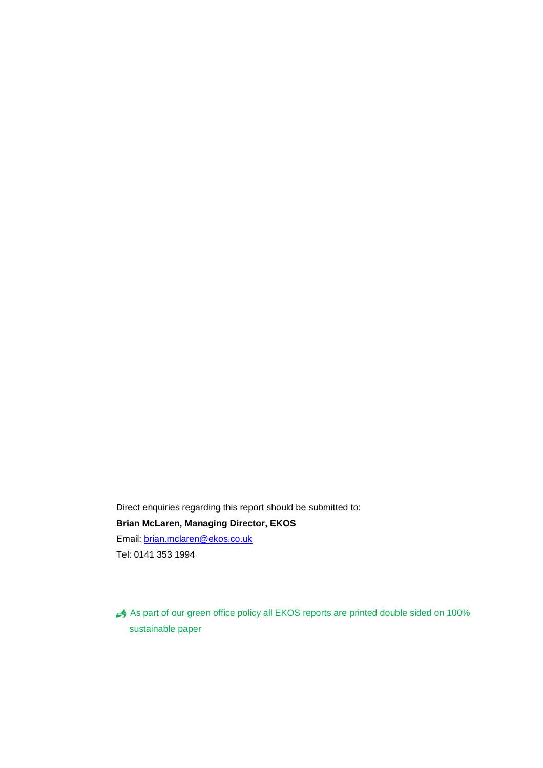Direct enquiries regarding this report should be submitted to:

**Brian McLaren, Managing Director, EKOS**

Email: brian.mclaren@ekos.co.uk

Tel: 0141 353 1994

As part of our green office policy all EKOS reports are printed double sided on 100% sustainable paper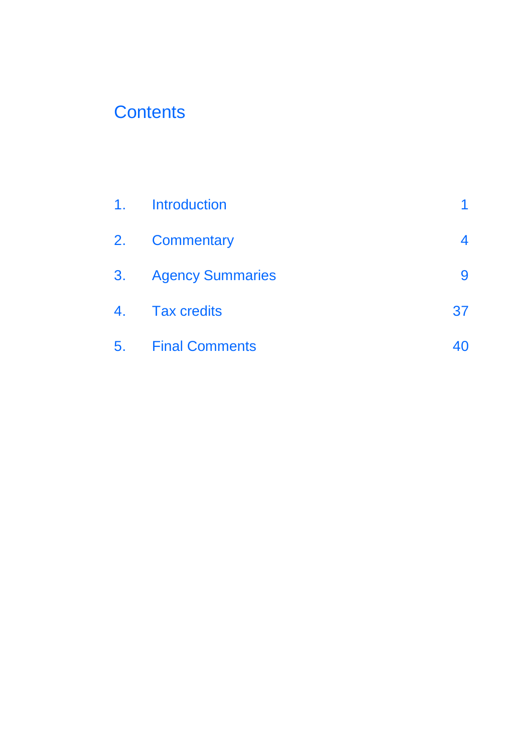# Contents

| | | |
|---|---|---|
| 1. | Introduction | 1 |
| 2. | Commentary | 4 |
| 3. | Agency Summaries | 9 |
| 4. | Tax credits | 37 |
| 5. | Final Comments | 40 |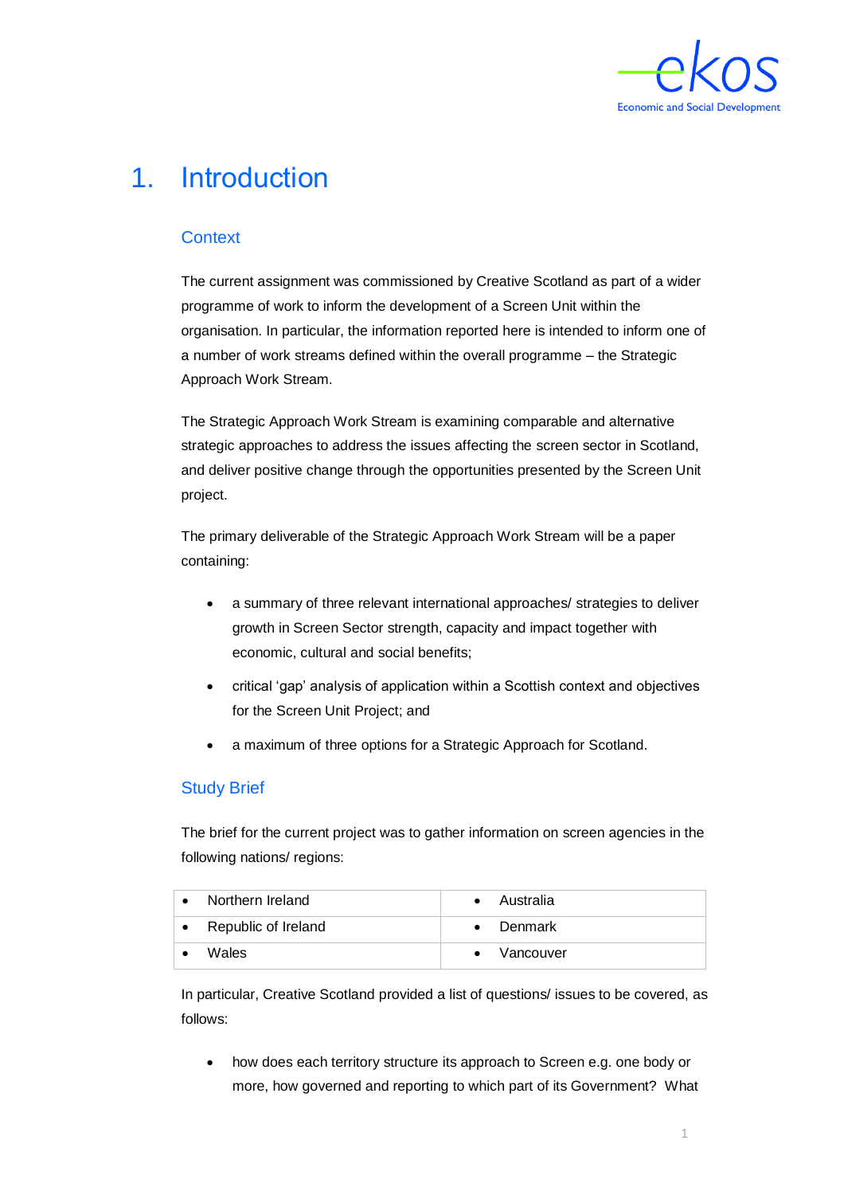# 1. Introduction

## Context

The current assignment was commissioned by Creative Scotland as part of a wider programme of work to inform the development of a Screen Unit within the organisation. In particular, the information reported here is intended to inform one of a number of work streams defined within the overall programme – the Strategic Approach Work Stream.

The Strategic Approach Work Stream is examining comparable and alternative strategic approaches to address the issues affecting the screen sector in Scotland, and deliver positive change through the opportunities presented by the Screen Unit project.

The primary deliverable of the Strategic Approach Work Stream will be a paper containing:

- a summary of three relevant international approaches/ strategies to deliver growth in Screen Sector strength, capacity and impact together with economic, cultural and social benefits;
- critical 'gap' analysis of application within a Scottish context and objectives for the Screen Unit Project; and
- a maximum of three options for a Strategic Approach for Scotland.

## Study Brief

The brief for the current project was to gather information on screen agencies in the following nations/ regions:

| | |
|---|---|
| • Northern Ireland | • Australia |
| • Republic of Ireland | • Denmark |
| • Wales | • Vancouver |

In particular, Creative Scotland provided a list of questions/ issues to be covered, as follows:

- how does each territory structure its approach to Screen e.g. one body or more, how governed and reporting to which part of its Government? What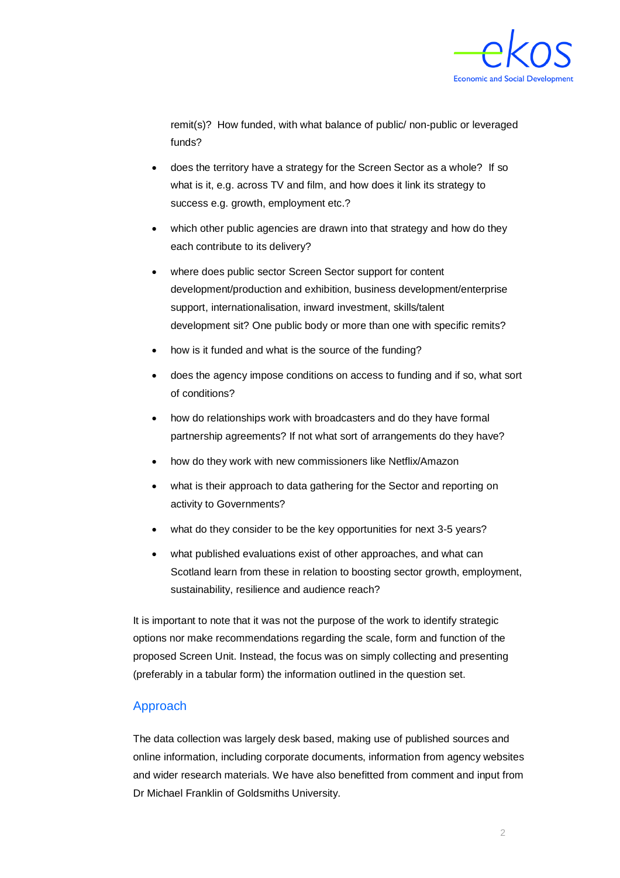remit(s)? How funded, with what balance of public/ non-public or leveraged funds?

- does the territory have a strategy for the Screen Sector as a whole? If so what is it, e.g. across TV and film, and how does it link its strategy to success e.g. growth, employment etc.?
- which other public agencies are drawn into that strategy and how do they each contribute to its delivery?
- where does public sector Screen Sector support for content development/production and exhibition, business development/enterprise support, internationalisation, inward investment, skills/talent development sit? One public body or more than one with specific remits?
- how is it funded and what is the source of the funding?
- does the agency impose conditions on access to funding and if so, what sort of conditions?
- how do relationships work with broadcasters and do they have formal partnership agreements? If not what sort of arrangements do they have?
- how do they work with new commissioners like Netflix/Amazon
- what is their approach to data gathering for the Sector and reporting on activity to Governments?
- what do they consider to be the key opportunities for next 3-5 years?
- what published evaluations exist of other approaches, and what can Scotland learn from these in relation to boosting sector growth, employment, sustainability, resilience and audience reach?

It is important to note that it was not the purpose of the work to identify strategic options nor make recommendations regarding the scale, form and function of the proposed Screen Unit. Instead, the focus was on simply collecting and presenting (preferably in a tabular form) the information outlined in the question set.

## Approach

The data collection was largely desk based, making use of published sources and online information, including corporate documents, information from agency websites and wider research materials. We have also benefitted from comment and input from Dr Michael Franklin of Goldsmiths University.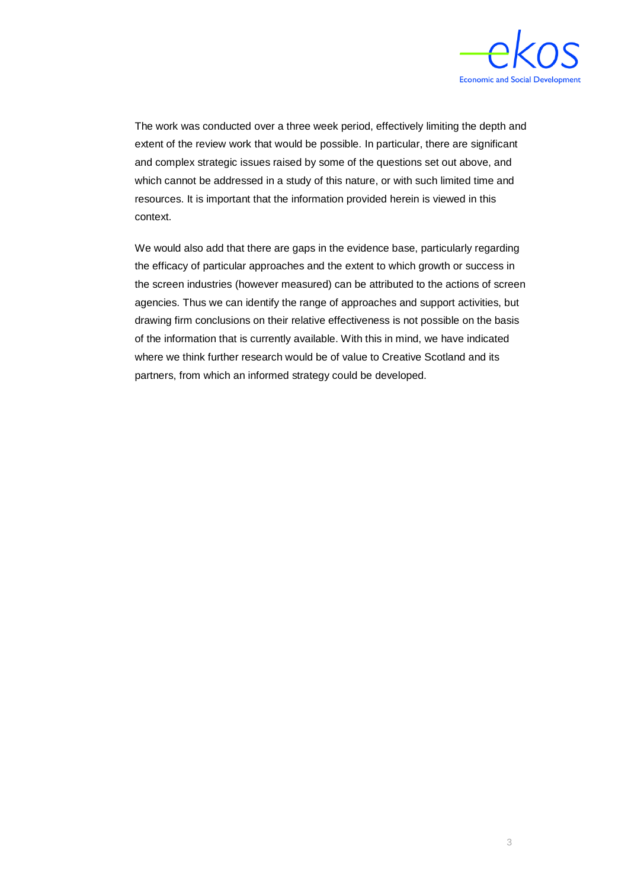The work was conducted over a three week period, effectively limiting the depth and extent of the review work that would be possible. In particular, there are significant and complex strategic issues raised by some of the questions set out above, and which cannot be addressed in a study of this nature, or with such limited time and resources. It is important that the information provided herein is viewed in this context.

We would also add that there are gaps in the evidence base, particularly regarding the efficacy of particular approaches and the extent to which growth or success in the screen industries (however measured) can be attributed to the actions of screen agencies. Thus we can identify the range of approaches and support activities, but drawing firm conclusions on their relative effectiveness is not possible on the basis of the information that is currently available. With this in mind, we have indicated where we think further research would be of value to Creative Scotland and its partners, from which an informed strategy could be developed.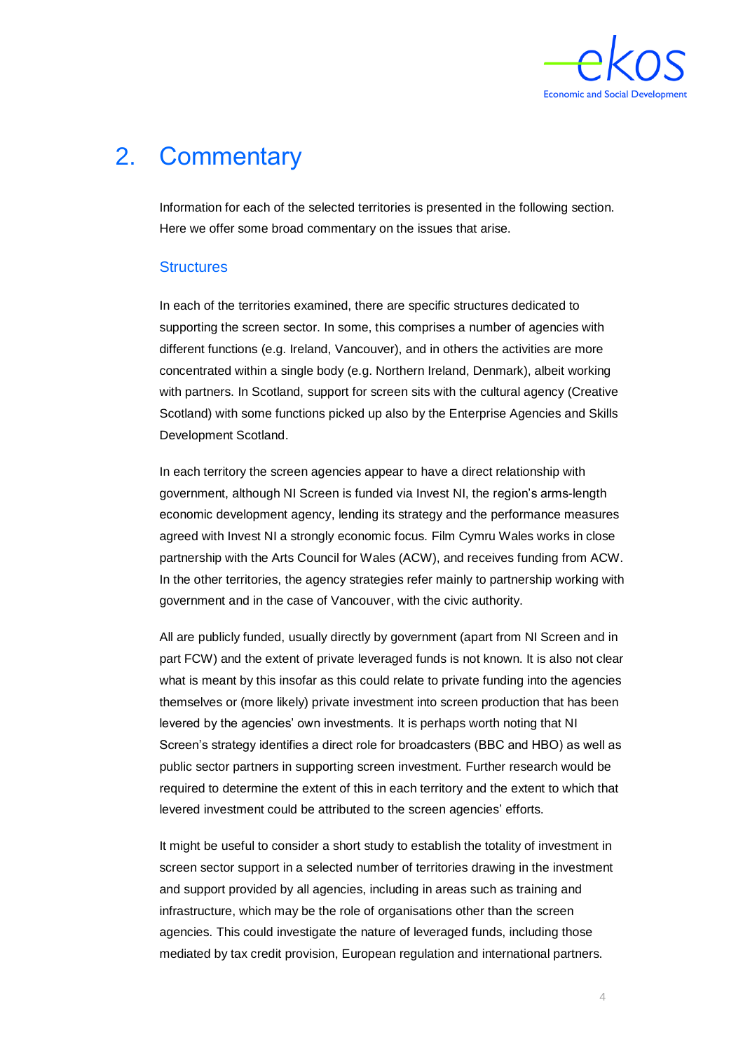# 2. Commentary

Information for each of the selected territories is presented in the following section. Here we offer some broad commentary on the issues that arise.

## Structures

In each of the territories examined, there are specific structures dedicated to supporting the screen sector. In some, this comprises a number of agencies with different functions (e.g. Ireland, Vancouver), and in others the activities are more concentrated within a single body (e.g. Northern Ireland, Denmark), albeit working with partners. In Scotland, support for screen sits with the cultural agency (Creative Scotland) with some functions picked up also by the Enterprise Agencies and Skills Development Scotland.

In each territory the screen agencies appear to have a direct relationship with government, although NI Screen is funded via Invest NI, the region's arms-length economic development agency, lending its strategy and the performance measures agreed with Invest NI a strongly economic focus. Film Cymru Wales works in close partnership with the Arts Council for Wales (ACW), and receives funding from ACW. In the other territories, the agency strategies refer mainly to partnership working with government and in the case of Vancouver, with the civic authority.

All are publicly funded, usually directly by government (apart from NI Screen and in part FCW) and the extent of private leveraged funds is not known. It is also not clear what is meant by this insofar as this could relate to private funding into the agencies themselves or (more likely) private investment into screen production that has been levered by the agencies' own investments. It is perhaps worth noting that NI Screen's strategy identifies a direct role for broadcasters (BBC and HBO) as well as public sector partners in supporting screen investment. Further research would be required to determine the extent of this in each territory and the extent to which that levered investment could be attributed to the screen agencies' efforts.

It might be useful to consider a short study to establish the totality of investment in screen sector support in a selected number of territories drawing in the investment and support provided by all agencies, including in areas such as training and infrastructure, which may be the role of organisations other than the screen agencies. This could investigate the nature of leveraged funds, including those mediated by tax credit provision, European regulation and international partners.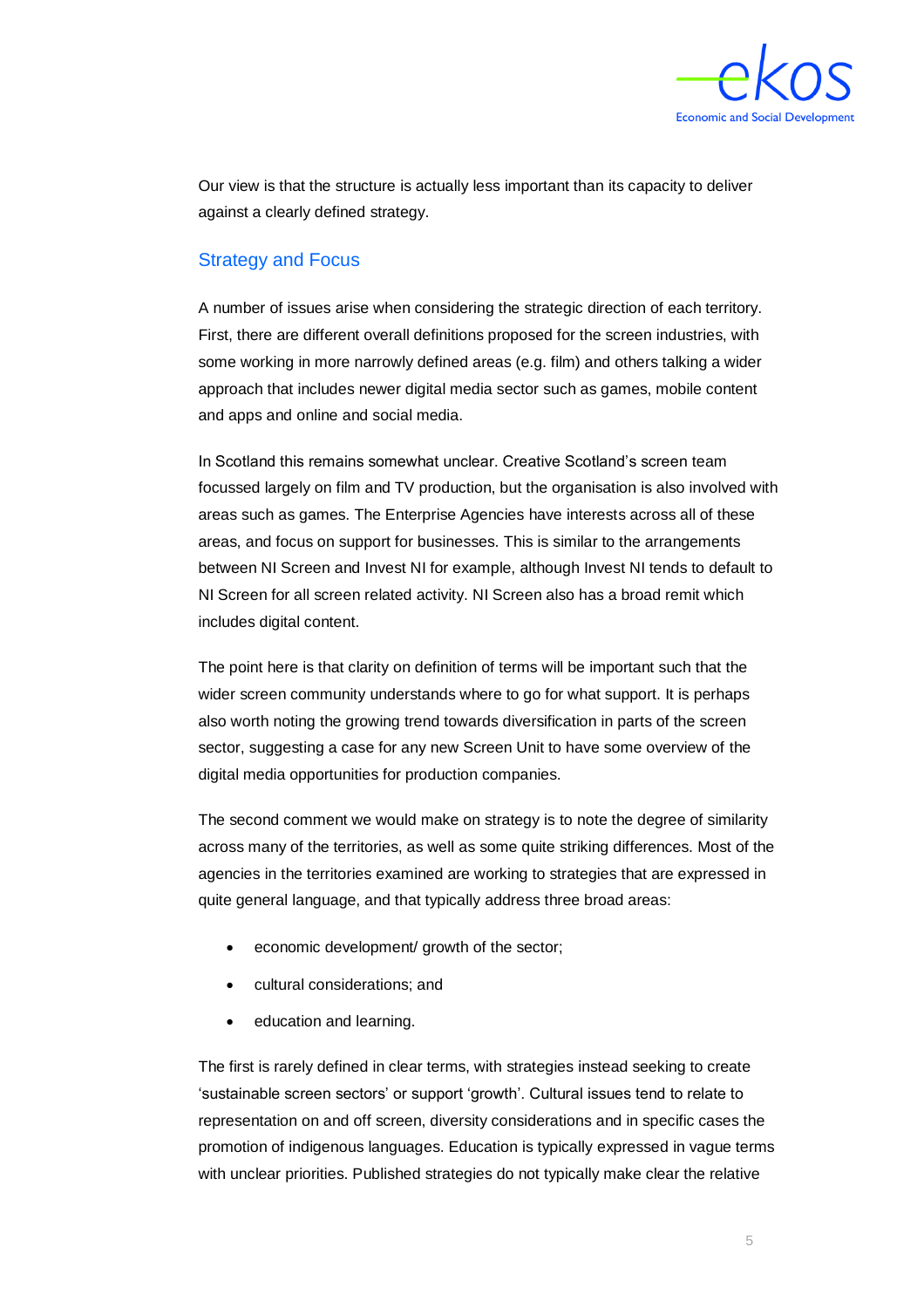Our view is that the structure is actually less important than its capacity to deliver against a clearly defined strategy.

## Strategy and Focus

A number of issues arise when considering the strategic direction of each territory. First, there are different overall definitions proposed for the screen industries, with some working in more narrowly defined areas (e.g. film) and others talking a wider approach that includes newer digital media sector such as games, mobile content and apps and online and social media.

In Scotland this remains somewhat unclear. Creative Scotland's screen team focussed largely on film and TV production, but the organisation is also involved with areas such as games. The Enterprise Agencies have interests across all of these areas, and focus on support for businesses. This is similar to the arrangements between NI Screen and Invest NI for example, although Invest NI tends to default to NI Screen for all screen related activity. NI Screen also has a broad remit which includes digital content.

The point here is that clarity on definition of terms will be important such that the wider screen community understands where to go for what support. It is perhaps also worth noting the growing trend towards diversification in parts of the screen sector, suggesting a case for any new Screen Unit to have some overview of the digital media opportunities for production companies.

The second comment we would make on strategy is to note the degree of similarity across many of the territories, as well as some quite striking differences. Most of the agencies in the territories examined are working to strategies that are expressed in quite general language, and that typically address three broad areas:

- economic development/ growth of the sector;
- cultural considerations; and
- education and learning.

The first is rarely defined in clear terms, with strategies instead seeking to create 'sustainable screen sectors' or support 'growth'. Cultural issues tend to relate to representation on and off screen, diversity considerations and in specific cases the promotion of indigenous languages. Education is typically expressed in vague terms with unclear priorities. Published strategies do not typically make clear the relative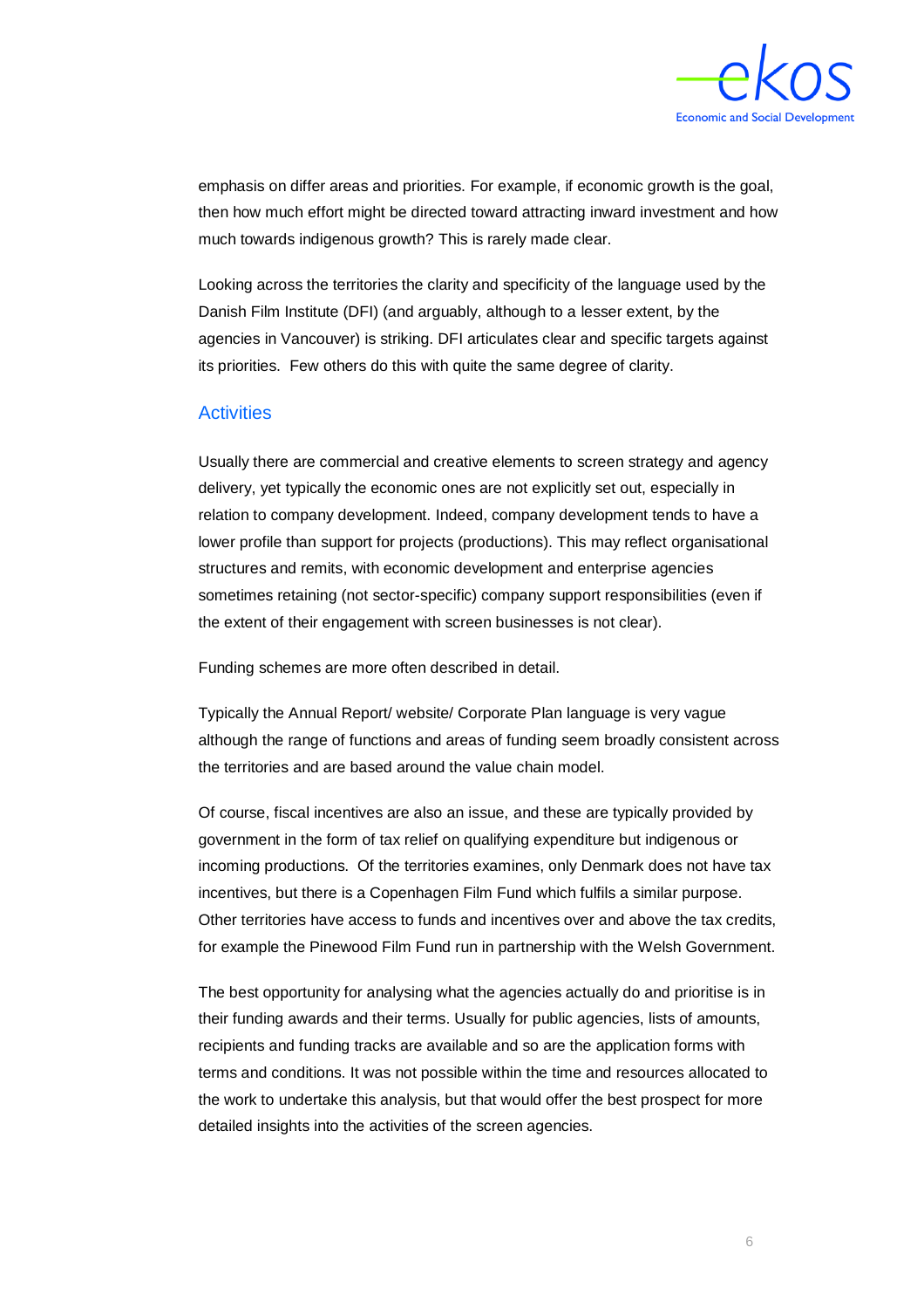emphasis on differ areas and priorities. For example, if economic growth is the goal, then how much effort might be directed toward attracting inward investment and how much towards indigenous growth? This is rarely made clear.

Looking across the territories the clarity and specificity of the language used by the Danish Film Institute (DFI) (and arguably, although to a lesser extent, by the agencies in Vancouver) is striking. DFI articulates clear and specific targets against its priorities. Few others do this with quite the same degree of clarity.

## Activities

Usually there are commercial and creative elements to screen strategy and agency delivery, yet typically the economic ones are not explicitly set out, especially in relation to company development. Indeed, company development tends to have a lower profile than support for projects (productions). This may reflect organisational structures and remits, with economic development and enterprise agencies sometimes retaining (not sector-specific) company support responsibilities (even if the extent of their engagement with screen businesses is not clear).

Funding schemes are more often described in detail.

Typically the Annual Report/ website/ Corporate Plan language is very vague although the range of functions and areas of funding seem broadly consistent across the territories and are based around the value chain model.

Of course, fiscal incentives are also an issue, and these are typically provided by government in the form of tax relief on qualifying expenditure but indigenous or incoming productions. Of the territories examines, only Denmark does not have tax incentives, but there is a Copenhagen Film Fund which fulfils a similar purpose. Other territories have access to funds and incentives over and above the tax credits, for example the Pinewood Film Fund run in partnership with the Welsh Government.

The best opportunity for analysing what the agencies actually do and prioritise is in their funding awards and their terms. Usually for public agencies, lists of amounts, recipients and funding tracks are available and so are the application forms with terms and conditions. It was not possible within the time and resources allocated to the work to undertake this analysis, but that would offer the best prospect for more detailed insights into the activities of the screen agencies.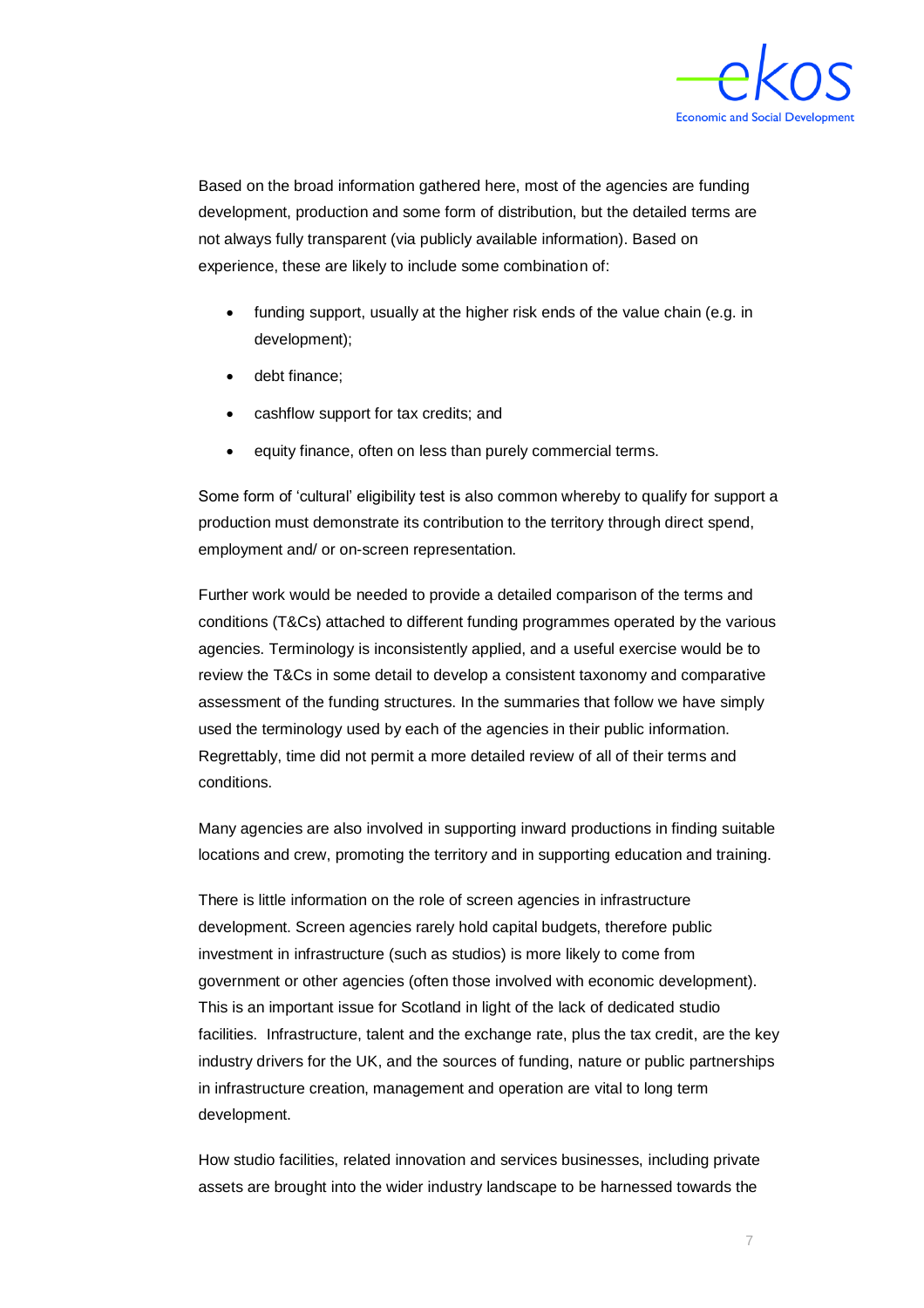Based on the broad information gathered here, most of the agencies are funding development, production and some form of distribution, but the detailed terms are not always fully transparent (via publicly available information). Based on experience, these are likely to include some combination of:

- funding support, usually at the higher risk ends of the value chain (e.g. in development);
- debt finance;
- cashflow support for tax credits; and
- equity finance, often on less than purely commercial terms.

Some form of 'cultural' eligibility test is also common whereby to qualify for support a production must demonstrate its contribution to the territory through direct spend, employment and/ or on-screen representation.

Further work would be needed to provide a detailed comparison of the terms and conditions (T&Cs) attached to different funding programmes operated by the various agencies. Terminology is inconsistently applied, and a useful exercise would be to review the T&Cs in some detail to develop a consistent taxonomy and comparative assessment of the funding structures. In the summaries that follow we have simply used the terminology used by each of the agencies in their public information. Regrettably, time did not permit a more detailed review of all of their terms and conditions.

Many agencies are also involved in supporting inward productions in finding suitable locations and crew, promoting the territory and in supporting education and training.

There is little information on the role of screen agencies in infrastructure development. Screen agencies rarely hold capital budgets, therefore public investment in infrastructure (such as studios) is more likely to come from government or other agencies (often those involved with economic development). This is an important issue for Scotland in light of the lack of dedicated studio facilities. Infrastructure, talent and the exchange rate, plus the tax credit, are the key industry drivers for the UK, and the sources of funding, nature or public partnerships in infrastructure creation, management and operation are vital to long term development.

How studio facilities, related innovation and services businesses, including private assets are brought into the wider industry landscape to be harnessed towards the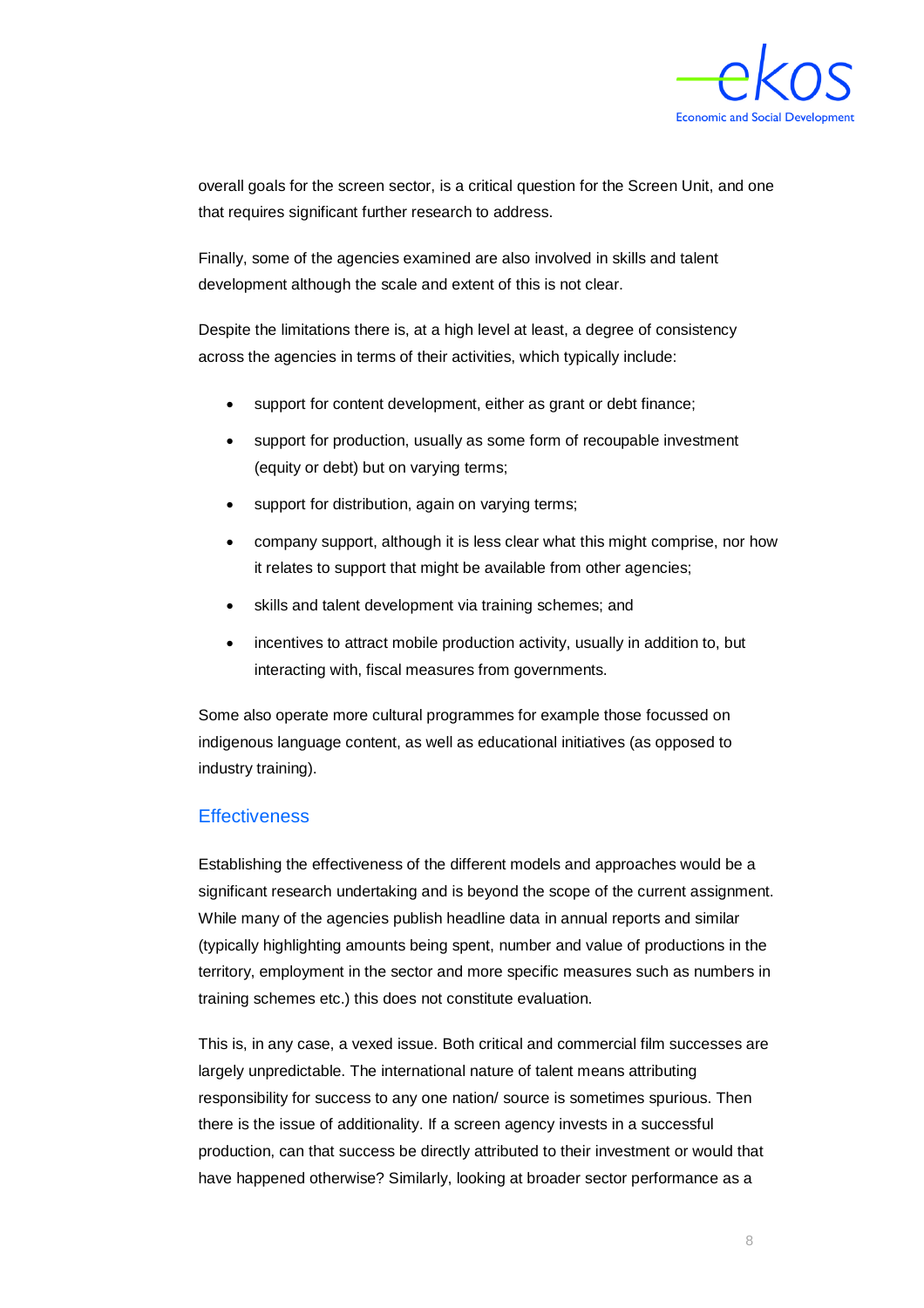overall goals for the screen sector, is a critical question for the Screen Unit, and one that requires significant further research to address.

Finally, some of the agencies examined are also involved in skills and talent development although the scale and extent of this is not clear.

Despite the limitations there is, at a high level at least, a degree of consistency across the agencies in terms of their activities, which typically include:

- support for content development, either as grant or debt finance;
- support for production, usually as some form of recoupable investment (equity or debt) but on varying terms;
- support for distribution, again on varying terms;
- company support, although it is less clear what this might comprise, nor how it relates to support that might be available from other agencies;
- skills and talent development via training schemes; and
- incentives to attract mobile production activity, usually in addition to, but interacting with, fiscal measures from governments.

Some also operate more cultural programmes for example those focussed on indigenous language content, as well as educational initiatives (as opposed to industry training).

## Effectiveness

Establishing the effectiveness of the different models and approaches would be a significant research undertaking and is beyond the scope of the current assignment. While many of the agencies publish headline data in annual reports and similar (typically highlighting amounts being spent, number and value of productions in the territory, employment in the sector and more specific measures such as numbers in training schemes etc.) this does not constitute evaluation.

This is, in any case, a vexed issue. Both critical and commercial film successes are largely unpredictable. The international nature of talent means attributing responsibility for success to any one nation/ source is sometimes spurious. Then there is the issue of additionality. If a screen agency invests in a successful production, can that success be directly attributed to their investment or would that have happened otherwise? Similarly, looking at broader sector performance as a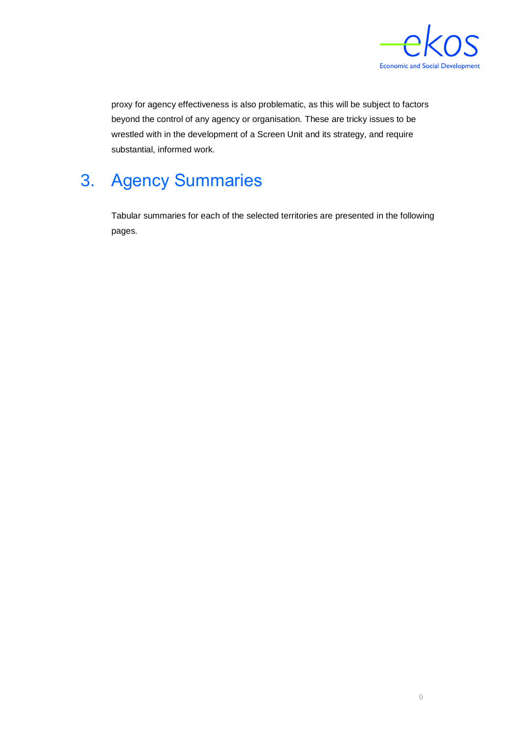proxy for agency effectiveness is also problematic, as this will be subject to factors beyond the control of any agency or organisation. These are tricky issues to be wrestled with in the development of a Screen Unit and its strategy, and require substantial, informed work.

# 3. Agency Summaries

Tabular summaries for each of the selected territories are presented in the following pages.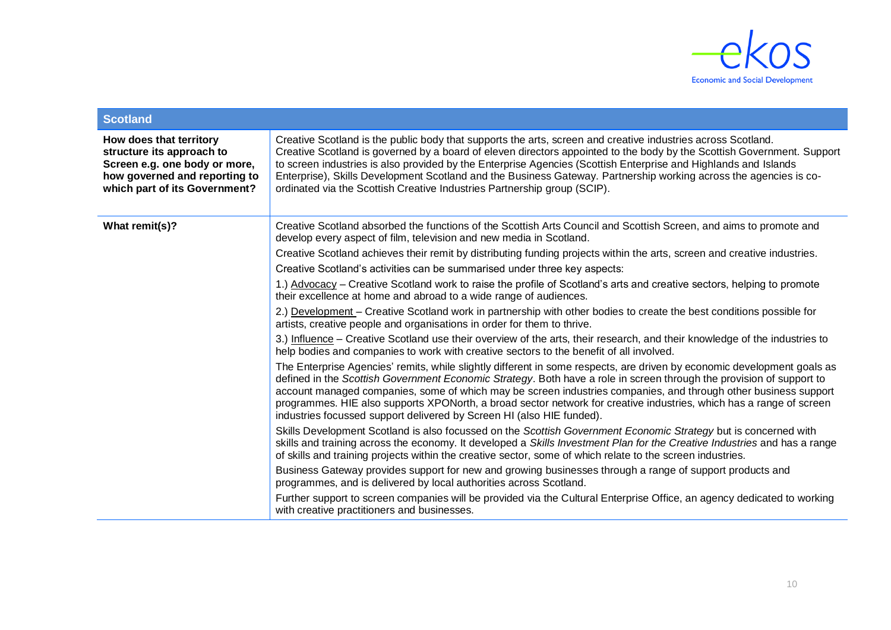| Scotland | |
|---|---|
| **How does that territory structure its approach to Screen e.g. one body or more, how governed and reporting to which part of its Government?** | Creative Scotland is the public body that supports the arts, screen and creative industries across Scotland. Creative Scotland is governed by a board of eleven directors appointed to the body by the Scottish Government. Support to screen industries is also provided by the Enterprise Agencies (Scottish Enterprise and Highlands and Islands Enterprise), Skills Development Scotland and the Business Gateway. Partnership working across the agencies is co-ordinated via the Scottish Creative Industries Partnership group (SCIP). |
| **What remit(s)?** | Creative Scotland absorbed the functions of the Scottish Arts Council and Scottish Screen, and aims to promote and develop every aspect of film, television and new media in Scotland.<br><br>Creative Scotland achieves their remit by distributing funding projects within the arts, screen and creative industries.<br><br>Creative Scotland's activities can be summarised under three key aspects:<br><br>1.) Advocacy – Creative Scotland work to raise the profile of Scotland's arts and creative sectors, helping to promote their excellence at home and abroad to a wide range of audiences.<br><br>2.) Development – Creative Scotland work in partnership with other bodies to create the best conditions possible for artists, creative people and organisations in order for them to thrive.<br><br>3.) Influence – Creative Scotland use their overview of the arts, their research, and their knowledge of the industries to help bodies and companies to work with creative sectors to the benefit of all involved.<br><br>The Enterprise Agencies' remits, while slightly different in some respects, are driven by economic development goals as defined in the *Scottish Government Economic Strategy*. Both have a role in screen through the provision of support to account managed companies, some of which may be screen industries companies, and through other business support programmes. HIE also supports XPONorth, a broad sector network for creative industries, which has a range of screen industries focussed support delivered by Screen HI (also HIE funded).<br><br>Skills Development Scotland is also focussed on the *Scottish Government Economic Strategy* but is concerned with skills and training across the economy. It developed a *Skills Investment Plan for the Creative Industries* and has a range of skills and training projects within the creative sector, some of which relate to the screen industries.<br><br>Business Gateway provides support for new and growing businesses through a range of support products and programmes, and is delivered by local authorities across Scotland.<br><br>Further support to screen companies will be provided via the Cultural Enterprise Office, an agency dedicated to working with creative practitioners and businesses. |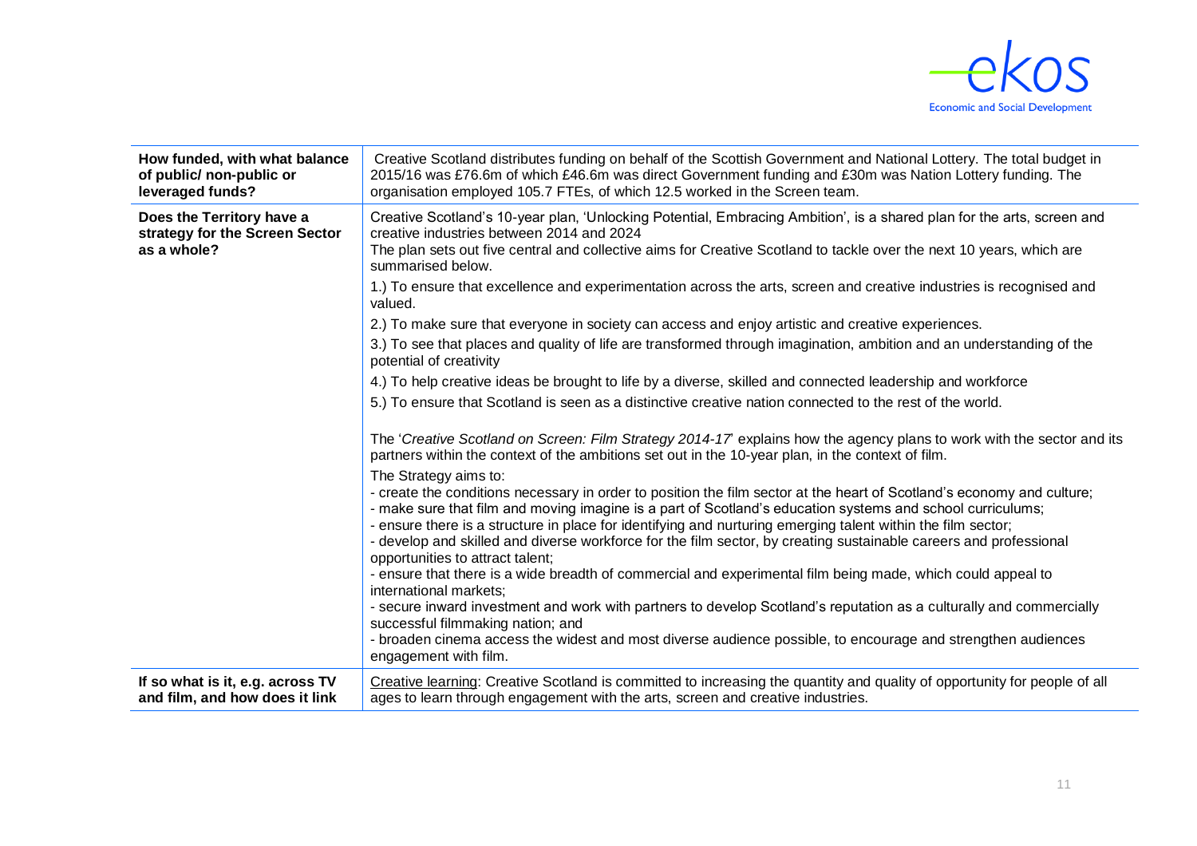| | |
|---|---|
| **How funded, with what balance of public/ non-public or leveraged funds?** | Creative Scotland distributes funding on behalf of the Scottish Government and National Lottery. The total budget in 2015/16 was £76.6m of which £46.6m was direct Government funding and £30m was Nation Lottery funding. The organisation employed 105.7 FTEs, of which 12.5 worked in the Screen team. |
| **Does the Territory have a strategy for the Screen Sector as a whole?** | Creative Scotland's 10-year plan, 'Unlocking Potential, Embracing Ambition', is a shared plan for the arts, screen and creative industries between 2014 and 2024<br>The plan sets out five central and collective aims for Creative Scotland to tackle over the next 10 years, which are summarised below.<br>1.) To ensure that excellence and experimentation across the arts, screen and creative industries is recognised and valued.<br>2.) To make sure that everyone in society can access and enjoy artistic and creative experiences.<br>3.) To see that places and quality of life are transformed through imagination, ambition and an understanding of the potential of creativity<br>4.) To help creative ideas be brought to life by a diverse, skilled and connected leadership and workforce<br>5.) To ensure that Scotland is seen as a distinctive creative nation connected to the rest of the world.<br><br>The '*Creative Scotland on Screen: Film Strategy 2014-17*' explains how the agency plans to work with the sector and its partners within the context of the ambitions set out in the 10-year plan, in the context of film.<br>The Strategy aims to:<br>- create the conditions necessary in order to position the film sector at the heart of Scotland's economy and culture;<br>- make sure that film and moving imagine is a part of Scotland's education systems and school curriculums;<br>- ensure there is a structure in place for identifying and nurturing emerging talent within the film sector;<br>- develop and skilled and diverse workforce for the film sector, by creating sustainable careers and professional opportunities to attract talent;<br>- ensure that there is a wide breadth of commercial and experimental film being made, which could appeal to international markets;<br>- secure inward investment and work with partners to develop Scotland's reputation as a culturally and commercially successful filmmaking nation; and<br>- broaden cinema access the widest and most diverse audience possible, to encourage and strengthen audiences engagement with film. |
| **If so what is it, e.g. across TV and film, and how does it link** | Creative learning: Creative Scotland is committed to increasing the quantity and quality of opportunity for people of all ages to learn through engagement with the arts, screen and creative industries. |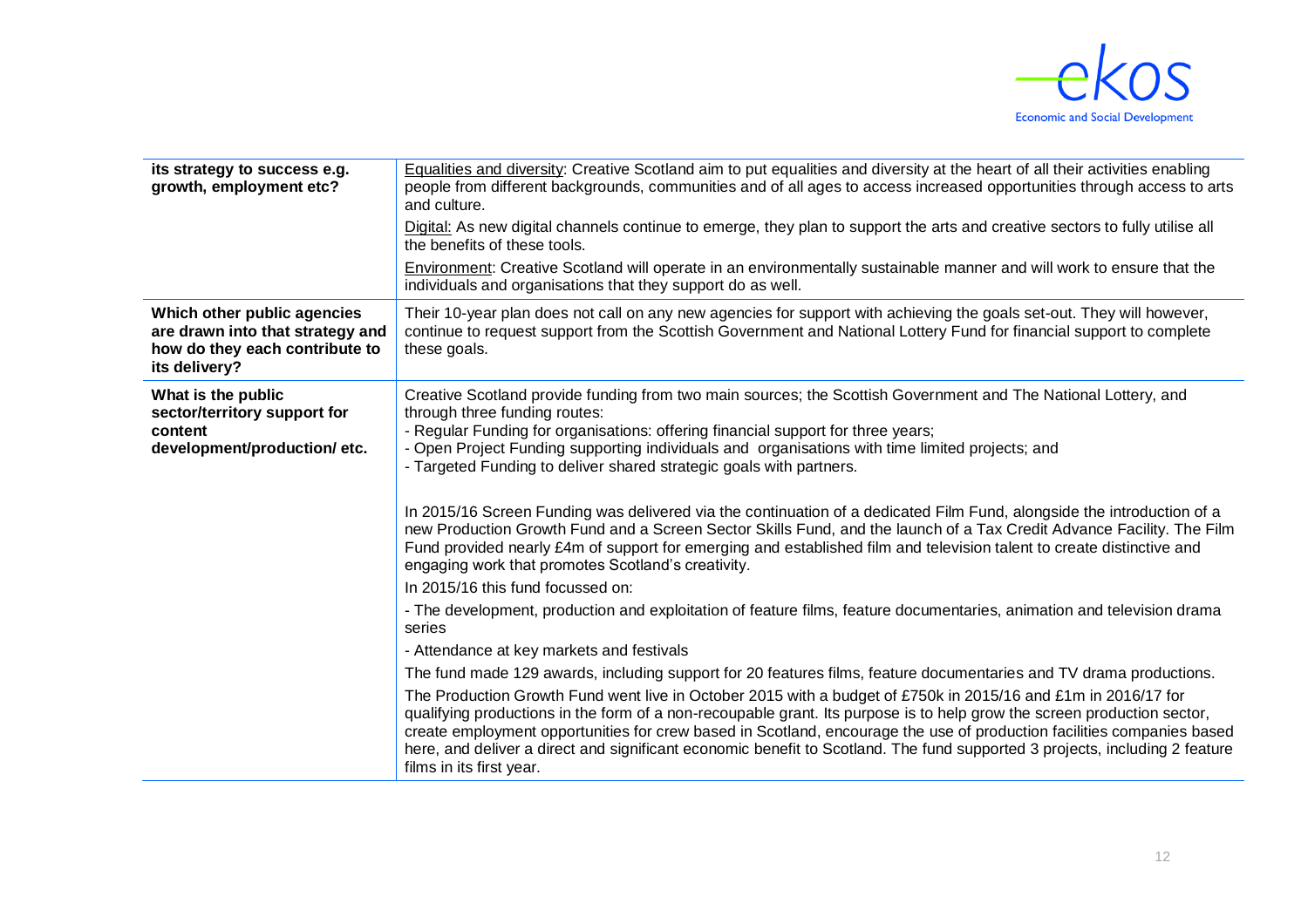| | |
|---|---|
| **its strategy to success e.g. growth, employment etc?** | Equalities and diversity: Creative Scotland aim to put equalities and diversity at the heart of all their activities enabling people from different backgrounds, communities and of all ages to access increased opportunities through access to arts and culture.<br><br>Digital: As new digital channels continue to emerge, they plan to support the arts and creative sectors to fully utilise all the benefits of these tools.<br><br>Environment: Creative Scotland will operate in an environmentally sustainable manner and will work to ensure that the individuals and organisations that they support do as well. |
| **Which other public agencies are drawn into that strategy and how do they each contribute to its delivery?** | Their 10-year plan does not call on any new agencies for support with achieving the goals set-out. They will however, continue to request support from the Scottish Government and National Lottery Fund for financial support to complete these goals. |
| **What is the public sector/territory support for content development/production/ etc.** | Creative Scotland provide funding from two main sources; the Scottish Government and The National Lottery, and through three funding routes:<br>- Regular Funding for organisations: offering financial support for three years;<br>- Open Project Funding supporting individuals and organisations with time limited projects; and<br>- Targeted Funding to deliver shared strategic goals with partners.<br><br>In 2015/16 Screen Funding was delivered via the continuation of a dedicated Film Fund, alongside the introduction of a new Production Growth Fund and a Screen Sector Skills Fund, and the launch of a Tax Credit Advance Facility. The Film Fund provided nearly £4m of support for emerging and established film and television talent to create distinctive and engaging work that promotes Scotland's creativity.<br><br>In 2015/16 this fund focussed on:<br><br>- The development, production and exploitation of feature films, feature documentaries, animation and television drama series<br><br>- Attendance at key markets and festivals<br><br>The fund made 129 awards, including support for 20 features films, feature documentaries and TV drama productions.<br><br>The Production Growth Fund went live in October 2015 with a budget of £750k in 2015/16 and £1m in 2016/17 for qualifying productions in the form of a non-recoupable grant. Its purpose is to help grow the screen production sector, create employment opportunities for crew based in Scotland, encourage the use of production facilities companies based here, and deliver a direct and significant economic benefit to Scotland. The fund supported 3 projects, including 2 feature films in its first year. |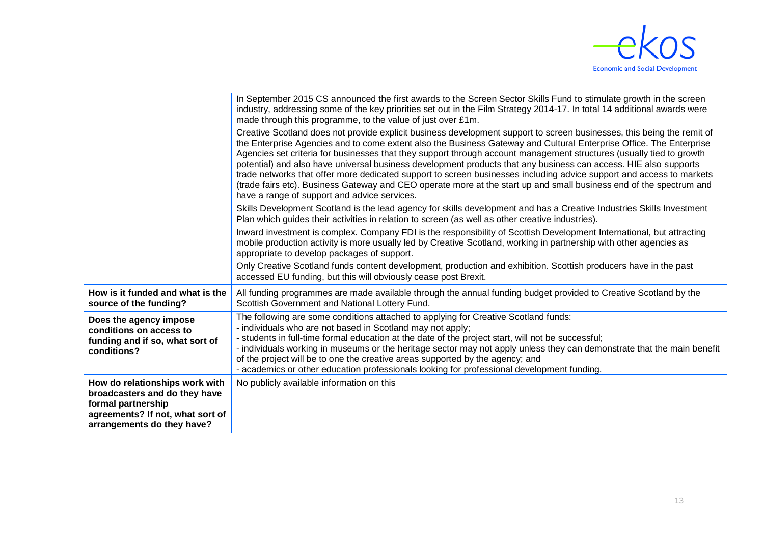| | |
|---|---|
| | In September 2015 CS announced the first awards to the Screen Sector Skills Fund to stimulate growth in the screen industry, addressing some of the key priorities set out in the Film Strategy 2014-17. In total 14 additional awards were made through this programme, to the value of just over £1m.<br><br>Creative Scotland does not provide explicit business development support to screen businesses, this being the remit of the Enterprise Agencies and to come extent also the Business Gateway and Cultural Enterprise Office. The Enterprise Agencies set criteria for businesses that they support through account management structures (usually tied to growth potential) and also have universal business development products that any business can access. HIE also supports trade networks that offer more dedicated support to screen businesses including advice support and access to markets (trade fairs etc). Business Gateway and CEO operate more at the start up and small business end of the spectrum and have a range of support and advice services.<br><br>Skills Development Scotland is the lead agency for skills development and has a Creative Industries Skills Investment Plan which guides their activities in relation to screen (as well as other creative industries).<br><br>Inward investment is complex. Company FDI is the responsibility of Scottish Development International, but attracting mobile production activity is more usually led by Creative Scotland, working in partnership with other agencies as appropriate to develop packages of support.<br><br>Only Creative Scotland funds content development, production and exhibition. Scottish producers have in the past accessed EU funding, but this will obviously cease post Brexit. |
| **How is it funded and what is the source of the funding?** | All funding programmes are made available through the annual funding budget provided to Creative Scotland by the Scottish Government and National Lottery Fund. |
| **Does the agency impose conditions on access to funding and if so, what sort of conditions?** | The following are some conditions attached to applying for Creative Scotland funds:<br>- individuals who are not based in Scotland may not apply;<br>- students in full-time formal education at the date of the project start, will not be successful;<br>- individuals working in museums or the heritage sector may not apply unless they can demonstrate that the main benefit of the project will be to one the creative areas supported by the agency; and<br>- academics or other education professionals looking for professional development funding. |
| **How do relationships work with broadcasters and do they have formal partnership agreements? If not, what sort of arrangements do they have?** | No publicly available information on this |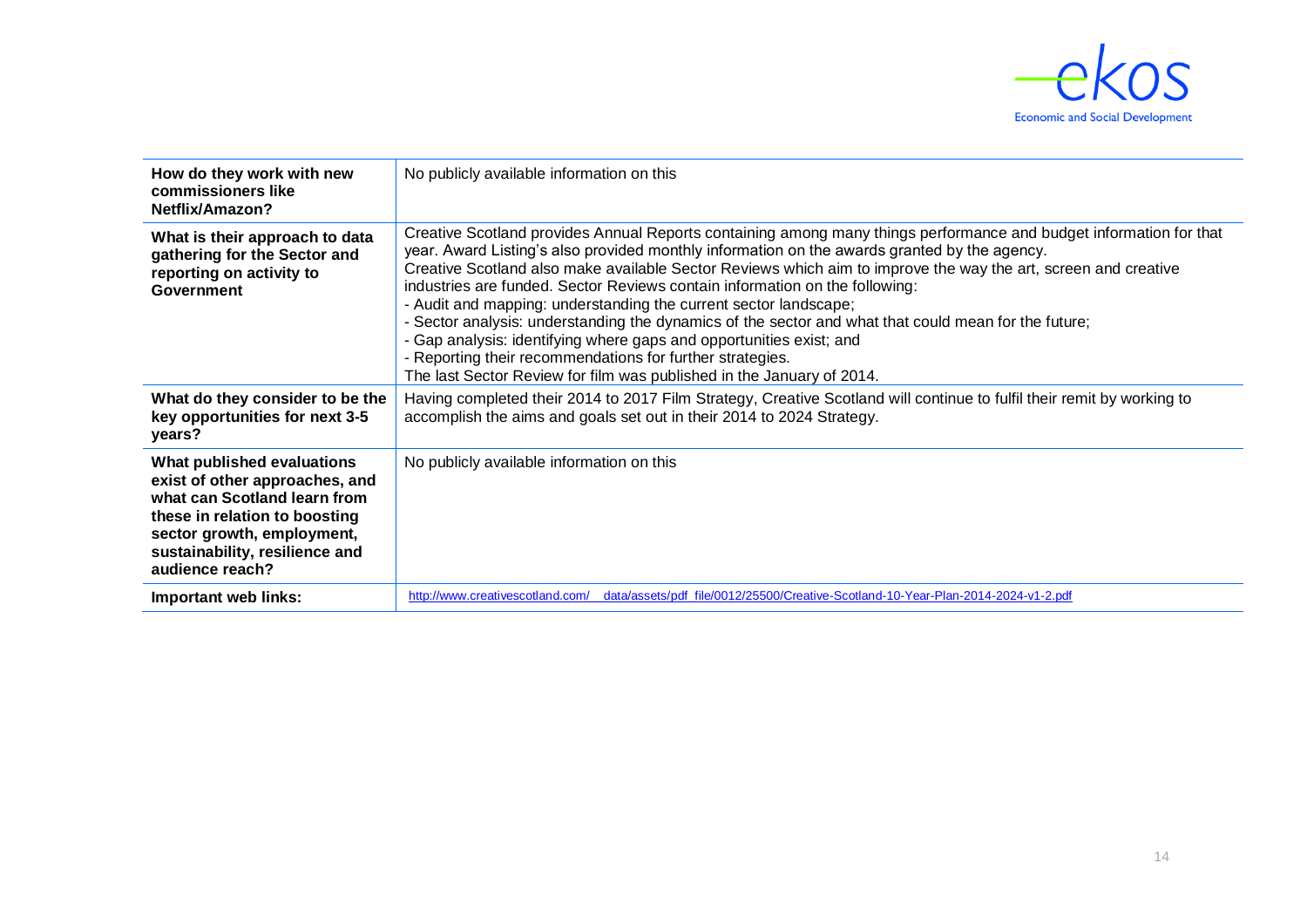| | |
|---|---|
| **How do they work with new commissioners like Netflix/Amazon?** | No publicly available information on this |
| **What is their approach to data gathering for the Sector and reporting on activity to Government** | Creative Scotland provides Annual Reports containing among many things performance and budget information for that year. Award Listing's also provided monthly information on the awards granted by the agency.<br>Creative Scotland also make available Sector Reviews which aim to improve the way the art, screen and creative industries are funded. Sector Reviews contain information on the following:<br>- Audit and mapping: understanding the current sector landscape;<br>- Sector analysis: understanding the dynamics of the sector and what that could mean for the future;<br>- Gap analysis: identifying where gaps and opportunities exist; and<br>- Reporting their recommendations for further strategies.<br>The last Sector Review for film was published in the January of 2014. |
| **What do they consider to be the key opportunities for next 3-5 years?** | Having completed their 2014 to 2017 Film Strategy, Creative Scotland will continue to fulfil their remit by working to accomplish the aims and goals set out in their 2014 to 2024 Strategy. |
| **What published evaluations exist of other approaches, and what can Scotland learn from these in relation to boosting sector growth, employment, sustainability, resilience and audience reach?** | No publicly available information on this |
| **Important web links:** | http://www.creativescotland.com/__data/assets/pdf_file/0012/25500/Creative-Scotland-10-Year-Plan-2014-2024-v1-2.pdf |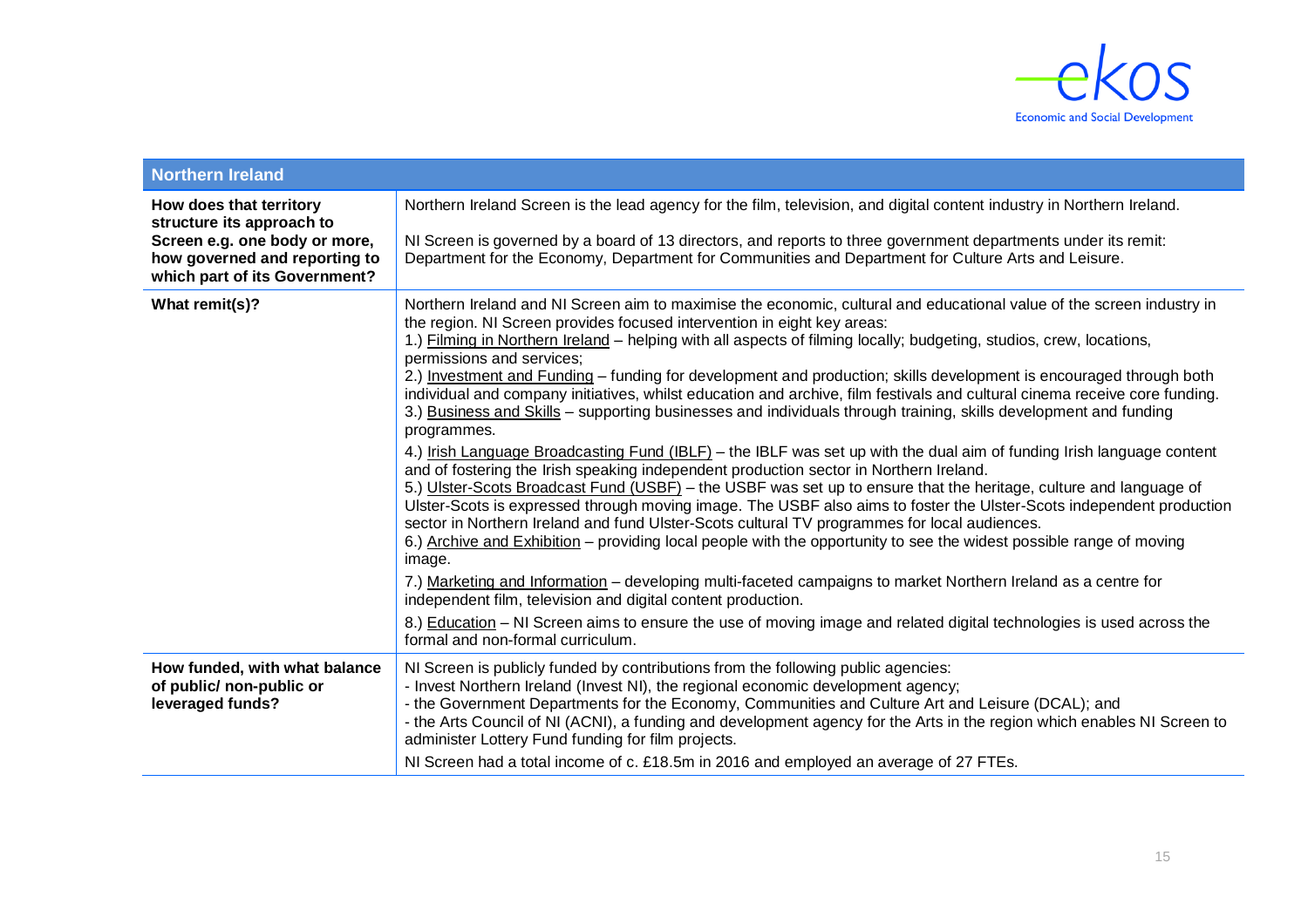| Northern Ireland | |
|---|---|
| **How does that territory structure its approach to Screen e.g. one body or more, how governed and reporting to which part of its Government?** | Northern Ireland Screen is the lead agency for the film, television, and digital content industry in Northern Ireland.<br><br>NI Screen is governed by a board of 13 directors, and reports to three government departments under its remit: Department for the Economy, Department for Communities and Department for Culture Arts and Leisure. |
| **What remit(s)?** | Northern Ireland and NI Screen aim to maximise the economic, cultural and educational value of the screen industry in the region. NI Screen provides focused intervention in eight key areas:<br>1.) Filming in Northern Ireland – helping with all aspects of filming locally; budgeting, studios, crew, locations, permissions and services;<br>2.) Investment and Funding – funding for development and production; skills development is encouraged through both individual and company initiatives, whilst education and archive, film festivals and cultural cinema receive core funding.<br>3.) Business and Skills – supporting businesses and individuals through training, skills development and funding programmes.<br>4.) Irish Language Broadcasting Fund (IBLF) – the IBLF was set up with the dual aim of funding Irish language content and of fostering the Irish speaking independent production sector in Northern Ireland.<br>5.) Ulster-Scots Broadcast Fund (USBF) – the USBF was set up to ensure that the heritage, culture and language of Ulster-Scots is expressed through moving image. The USBF also aims to foster the Ulster-Scots independent production sector in Northern Ireland and fund Ulster-Scots cultural TV programmes for local audiences.<br>6.) Archive and Exhibition – providing local people with the opportunity to see the widest possible range of moving image.<br>7.) Marketing and Information – developing multi-faceted campaigns to market Northern Ireland as a centre for independent film, television and digital content production.<br>8.) Education – NI Screen aims to ensure the use of moving image and related digital technologies is used across the formal and non-formal curriculum. |
| **How funded, with what balance of public/ non-public or leveraged funds?** | NI Screen is publicly funded by contributions from the following public agencies:<br>- Invest Northern Ireland (Invest NI), the regional economic development agency;<br>- the Government Departments for the Economy, Communities and Culture Art and Leisure (DCAL); and<br>- the Arts Council of NI (ACNI), a funding and development agency for the Arts in the region which enables NI Screen to administer Lottery Fund funding for film projects.<br><br>NI Screen had a total income of c. £18.5m in 2016 and employed an average of 27 FTEs. |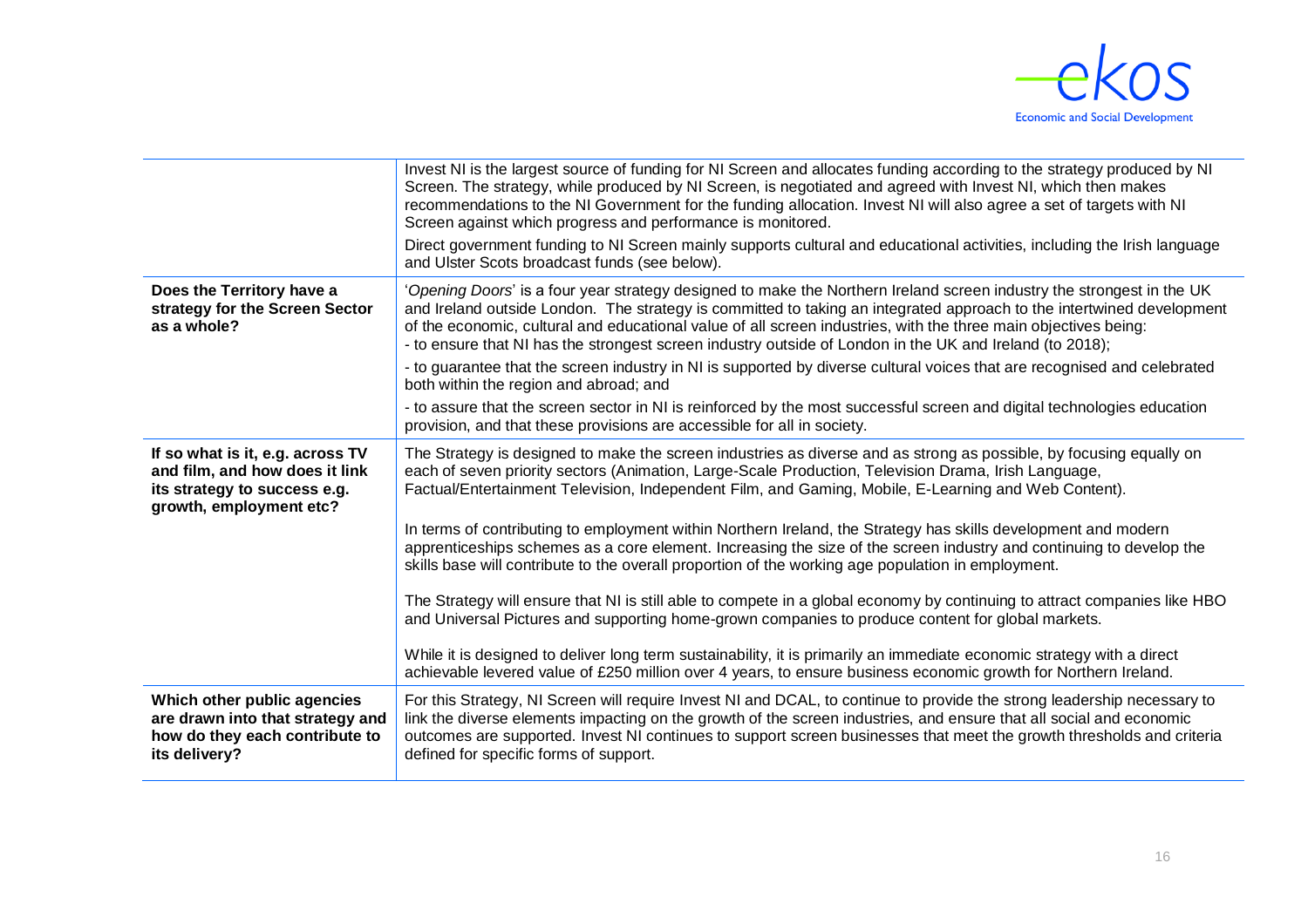| | |
|---|---|
| | Invest NI is the largest source of funding for NI Screen and allocates funding according to the strategy produced by NI Screen. The strategy, while produced by NI Screen, is negotiated and agreed with Invest NI, which then makes recommendations to the NI Government for the funding allocation. Invest NI will also agree a set of targets with NI Screen against which progress and performance is monitored.<br><br>Direct government funding to NI Screen mainly supports cultural and educational activities, including the Irish language and Ulster Scots broadcast funds (see below). |
| **Does the Territory have a strategy for the Screen Sector as a whole?** | '*Opening Doors*' is a four year strategy designed to make the Northern Ireland screen industry the strongest in the UK and Ireland outside London. The strategy is committed to taking an integrated approach to the intertwined development of the economic, cultural and educational value of all screen industries, with the three main objectives being:<br>- to ensure that NI has the strongest screen industry outside of London in the UK and Ireland (to 2018);<br>- to guarantee that the screen industry in NI is supported by diverse cultural voices that are recognised and celebrated both within the region and abroad; and<br>- to assure that the screen sector in NI is reinforced by the most successful screen and digital technologies education provision, and that these provisions are accessible for all in society. |
| **If so what is it, e.g. across TV and film, and how does it link its strategy to success e.g. growth, employment etc?** | The Strategy is designed to make the screen industries as diverse and as strong as possible, by focusing equally on each of seven priority sectors (Animation, Large-Scale Production, Television Drama, Irish Language, Factual/Entertainment Television, Independent Film, and Gaming, Mobile, E-Learning and Web Content).<br><br>In terms of contributing to employment within Northern Ireland, the Strategy has skills development and modern apprenticeships schemes as a core element. Increasing the size of the screen industry and continuing to develop the skills base will contribute to the overall proportion of the working age population in employment.<br><br>The Strategy will ensure that NI is still able to compete in a global economy by continuing to attract companies like HBO and Universal Pictures and supporting home-grown companies to produce content for global markets.<br><br>While it is designed to deliver long term sustainability, it is primarily an immediate economic strategy with a direct achievable levered value of £250 million over 4 years, to ensure business economic growth for Northern Ireland. |
| **Which other public agencies are drawn into that strategy and how do they each contribute to its delivery?** | For this Strategy, NI Screen will require Invest NI and DCAL, to continue to provide the strong leadership necessary to link the diverse elements impacting on the growth of the screen industries, and ensure that all social and economic outcomes are supported. Invest NI continues to support screen businesses that meet the growth thresholds and criteria defined for specific forms of support. |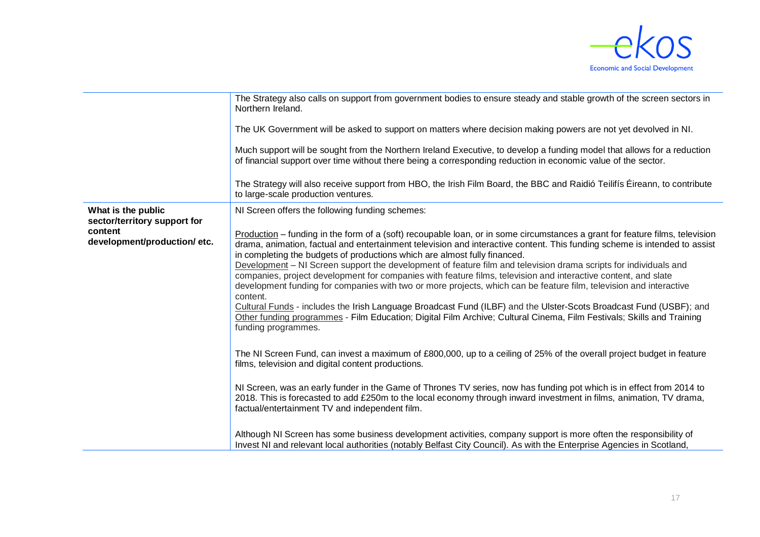| | |
|---|---|
| | The Strategy also calls on support from government bodies to ensure steady and stable growth of the screen sectors in Northern Ireland.<br><br>The UK Government will be asked to support on matters where decision making powers are not yet devolved in NI.<br><br>Much support will be sought from the Northern Ireland Executive, to develop a funding model that allows for a reduction of financial support over time without there being a corresponding reduction in economic value of the sector.<br><br>The Strategy will also receive support from HBO, the Irish Film Board, the BBC and Raidió Teilifís Éireann, to contribute to large-scale production ventures. |
| **What is the public sector/territory support for content development/production/ etc.** | NI Screen offers the following funding schemes:<br><br>Production – funding in the form of a (soft) recoupable loan, or in some circumstances a grant for feature films, television drama, animation, factual and entertainment television and interactive content. This funding scheme is intended to assist in completing the budgets of productions which are almost fully financed.<br>Development – NI Screen support the development of feature film and television drama scripts for individuals and companies, project development for companies with feature films, television and interactive content, and slate development funding for companies with two or more projects, which can be feature film, television and interactive content.<br>Cultural Funds - includes the Irish Language Broadcast Fund (ILBF) and the Ulster-Scots Broadcast Fund (USBF); and<br>Other funding programmes - Film Education; Digital Film Archive; Cultural Cinema, Film Festivals; Skills and Training funding programmes.<br><br>The NI Screen Fund, can invest a maximum of £800,000, up to a ceiling of 25% of the overall project budget in feature films, television and digital content productions.<br><br>NI Screen, was an early funder in the Game of Thrones TV series, now has funding pot which is in effect from 2014 to 2018. This is forecasted to add £250m to the local economy through inward investment in films, animation, TV drama, factual/entertainment TV and independent film.<br><br>Although NI Screen has some business development activities, company support is more often the responsibility of Invest NI and relevant local authorities (notably Belfast City Council). As with the Enterprise Agencies in Scotland, |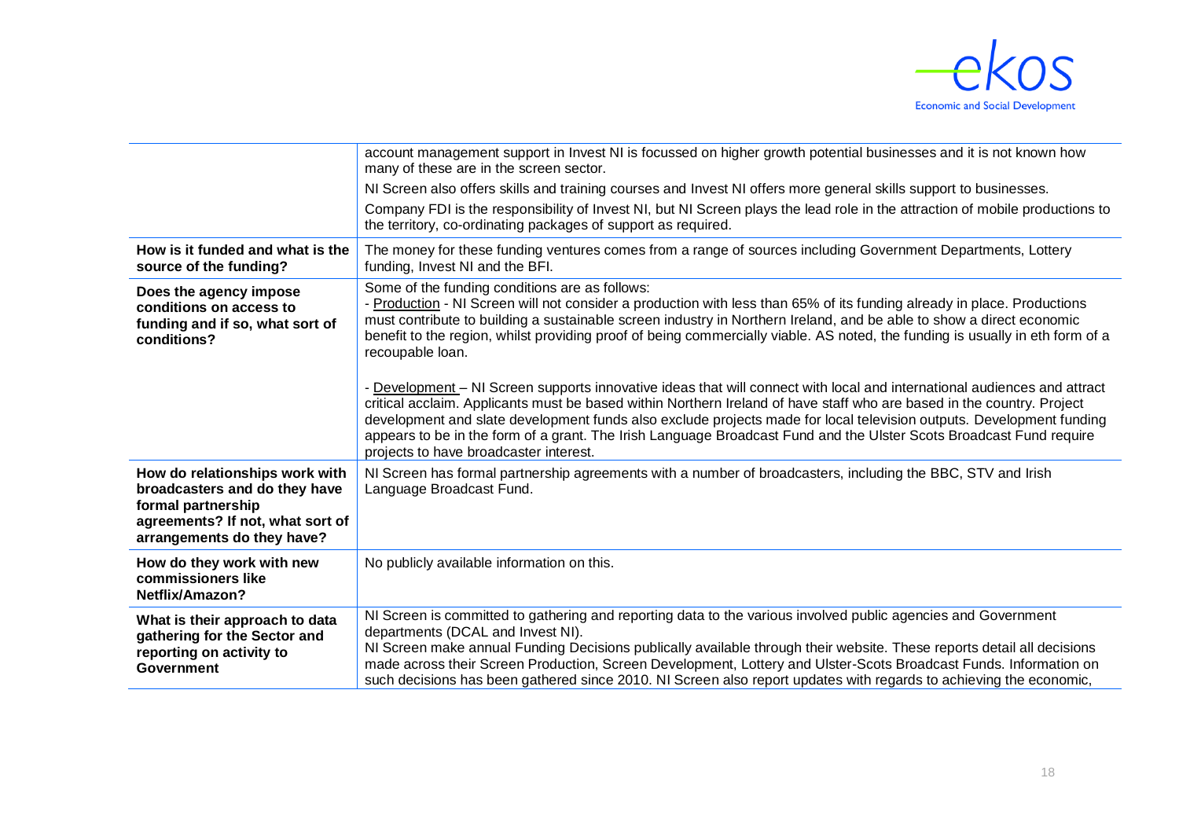| | |
|---|---|
| | account management support in Invest NI is focussed on higher growth potential businesses and it is not known how many of these are in the screen sector.<br>NI Screen also offers skills and training courses and Invest NI offers more general skills support to businesses.<br>Company FDI is the responsibility of Invest NI, but NI Screen plays the lead role in the attraction of mobile productions to the territory, co-ordinating packages of support as required. |
| **How is it funded and what is the source of the funding?** | The money for these funding ventures comes from a range of sources including Government Departments, Lottery funding, Invest NI and the BFI. |
| **Does the agency impose conditions on access to funding and if so, what sort of conditions?** | Some of the funding conditions are as follows:<br>- Production - NI Screen will not consider a production with less than 65% of its funding already in place. Productions must contribute to building a sustainable screen industry in Northern Ireland, and be able to show a direct economic benefit to the region, whilst providing proof of being commercially viable. AS noted, the funding is usually in eth form of a recoupable loan.<br><br>- Development – NI Screen supports innovative ideas that will connect with local and international audiences and attract critical acclaim. Applicants must be based within Northern Ireland of have staff who are based in the country. Project development and slate development funds also exclude projects made for local television outputs. Development funding appears to be in the form of a grant. The Irish Language Broadcast Fund and the Ulster Scots Broadcast Fund require projects to have broadcaster interest. |
| **How do relationships work with broadcasters and do they have formal partnership agreements? If not, what sort of arrangements do they have?** | NI Screen has formal partnership agreements with a number of broadcasters, including the BBC, STV and Irish Language Broadcast Fund. |
| **How do they work with new commissioners like Netflix/Amazon?** | No publicly available information on this. |
| **What is their approach to data gathering for the Sector and reporting on activity to Government** | NI Screen is committed to gathering and reporting data to the various involved public agencies and Government departments (DCAL and Invest NI).<br>NI Screen make annual Funding Decisions publically available through their website. These reports detail all decisions made across their Screen Production, Screen Development, Lottery and Ulster-Scots Broadcast Funds. Information on such decisions has been gathered since 2010. NI Screen also report updates with regards to achieving the economic, |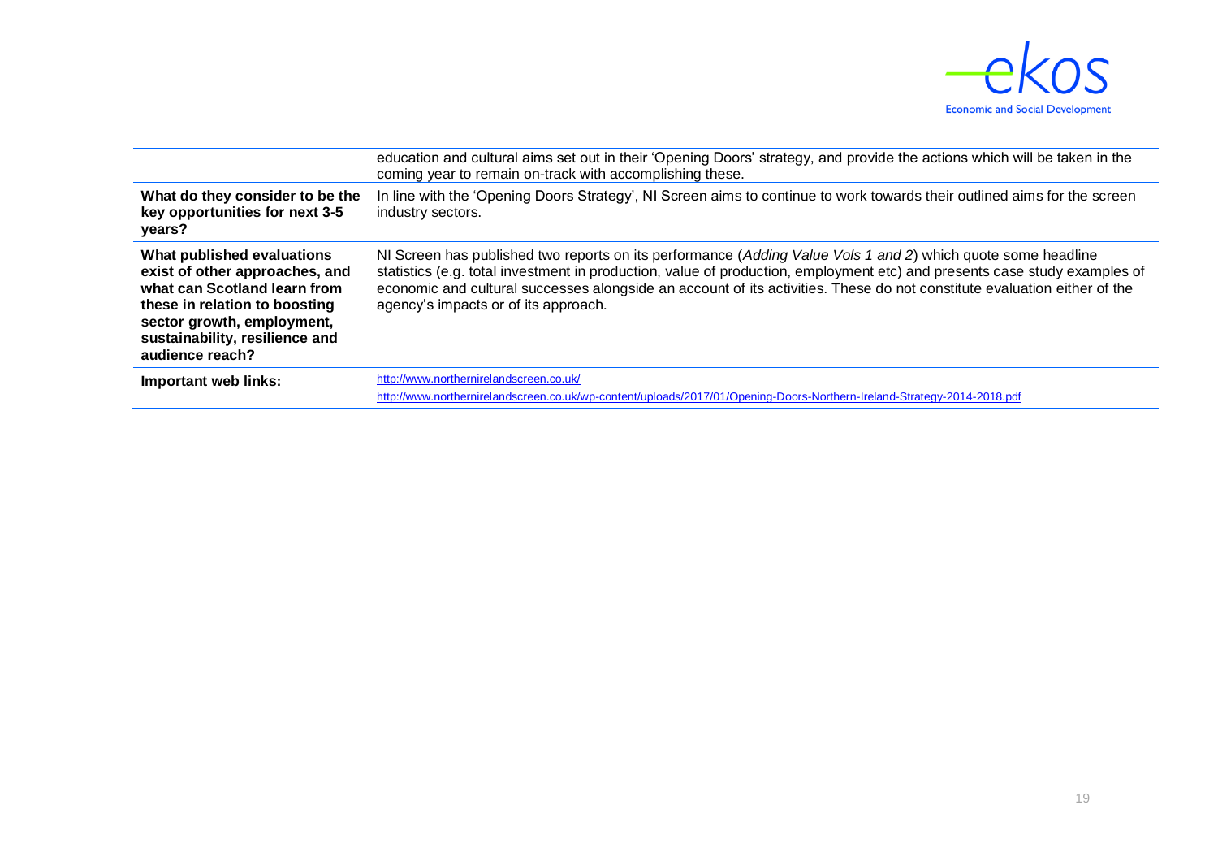| | |
|---|---|
| | education and cultural aims set out in their 'Opening Doors' strategy, and provide the actions which will be taken in the coming year to remain on-track with accomplishing these. |
| **What do they consider to be the key opportunities for next 3-5 years?** | In line with the 'Opening Doors Strategy', NI Screen aims to continue to work towards their outlined aims for the screen industry sectors. |
| **What published evaluations exist of other approaches, and what can Scotland learn from these in relation to boosting sector growth, employment, sustainability, resilience and audience reach?** | NI Screen has published two reports on its performance (*Adding Value Vols 1 and 2*) which quote some headline statistics (e.g. total investment in production, value of production, employment etc) and presents case study examples of economic and cultural successes alongside an account of its activities. These do not constitute evaluation either of the agency's impacts or of its approach. |
| **Important web links:** | http://www.northernirelandscreen.co.uk/ <br> http://www.northernirelandscreen.co.uk/wp-content/uploads/2017/01/Opening-Doors-Northern-Ireland-Strategy-2014-2018.pdf |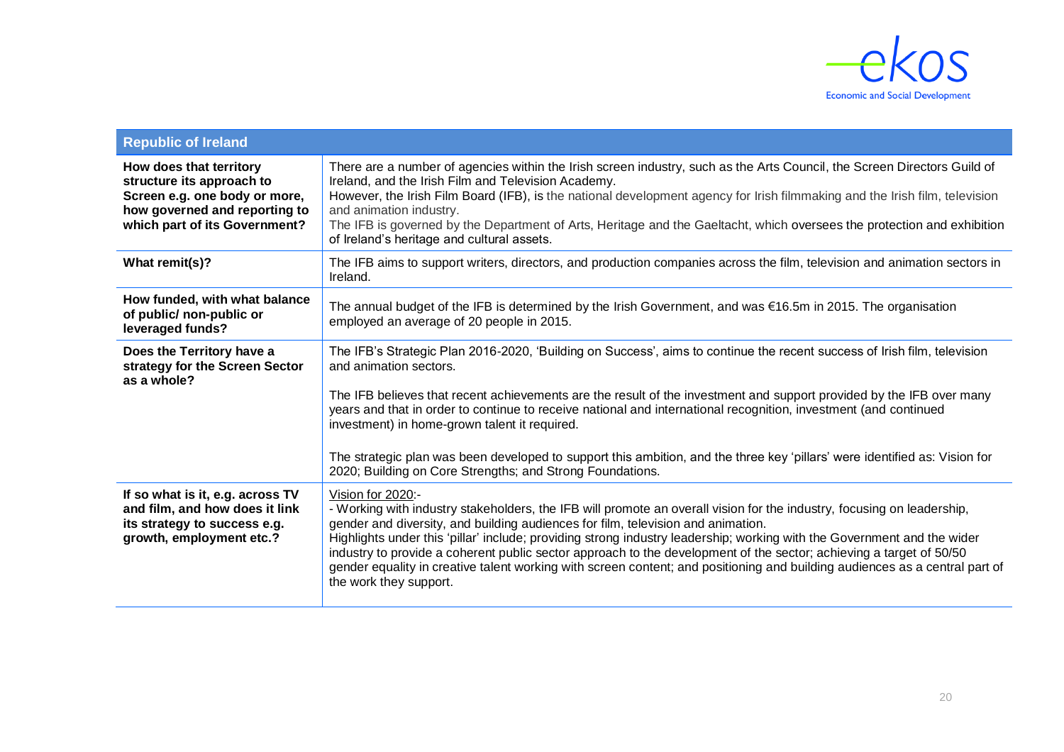| Republic of Ireland | |
|---|---|
| **How does that territory structure its approach to Screen e.g. one body or more, how governed and reporting to which part of its Government?** | There are a number of agencies within the Irish screen industry, such as the Arts Council, the Screen Directors Guild of Ireland, and the Irish Film and Television Academy.<br>However, the Irish Film Board (IFB), is the national development agency for Irish filmmaking and the Irish film, television and animation industry.<br>The IFB is governed by the Department of Arts, Heritage and the Gaeltacht, which oversees the protection and exhibition of Ireland's heritage and cultural assets. |
| **What remit(s)?** | The IFB aims to support writers, directors, and production companies across the film, television and animation sectors in Ireland. |
| **How funded, with what balance of public/ non-public or leveraged funds?** | The annual budget of the IFB is determined by the Irish Government, and was €16.5m in 2015. The organisation employed an average of 20 people in 2015. |
| **Does the Territory have a strategy for the Screen Sector as a whole?** | The IFB's Strategic Plan 2016-2020, 'Building on Success', aims to continue the recent success of Irish film, television and animation sectors.<br><br>The IFB believes that recent achievements are the result of the investment and support provided by the IFB over many years and that in order to continue to receive national and international recognition, investment (and continued investment) in home-grown talent it required.<br><br>The strategic plan was been developed to support this ambition, and the three key 'pillars' were identified as: Vision for 2020; Building on Core Strengths; and Strong Foundations. |
| **If so what is it, e.g. across TV and film, and how does it link its strategy to success e.g. growth, employment etc.?** | Vision for 2020:-<br>- Working with industry stakeholders, the IFB will promote an overall vision for the industry, focusing on leadership, gender and diversity, and building audiences for film, television and animation.<br>Highlights under this 'pillar' include; providing strong industry leadership; working with the Government and the wider industry to provide a coherent public sector approach to the development of the sector; achieving a target of 50/50 gender equality in creative talent working with screen content; and positioning and building audiences as a central part of the work they support. |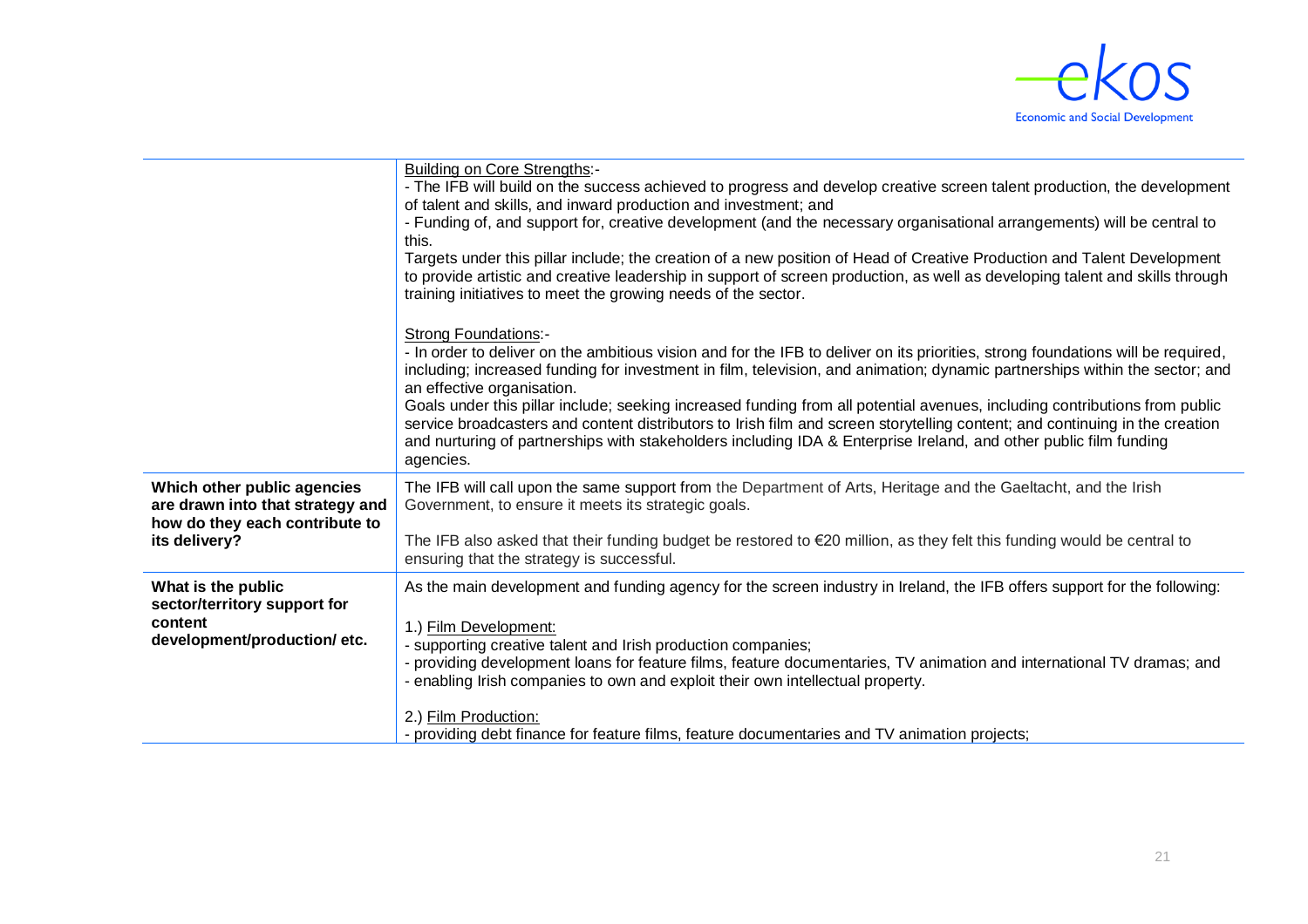| | |
|---|---|
| | <u>Building on Core Strengths</u>:-<br>- The IFB will build on the success achieved to progress and develop creative screen talent production, the development of talent and skills, and inward production and investment; and<br>- Funding of, and support for, creative development (and the necessary organisational arrangements) will be central to this.<br>Targets under this pillar include; the creation of a new position of Head of Creative Production and Talent Development to provide artistic and creative leadership in support of screen production, as well as developing talent and skills through training initiatives to meet the growing needs of the sector.<br><br><u>Strong Foundations</u>:-<br>- In order to deliver on the ambitious vision and for the IFB to deliver on its priorities, strong foundations will be required, including; increased funding for investment in film, television, and animation; dynamic partnerships within the sector; and an effective organisation.<br>Goals under this pillar include; seeking increased funding from all potential avenues, including contributions from public service broadcasters and content distributors to Irish film and screen storytelling content; and continuing in the creation and nurturing of partnerships with stakeholders including IDA & Enterprise Ireland, and other public film funding agencies. |
| **Which other public agencies are drawn into that strategy and how do they each contribute to its delivery?** | The IFB will call upon the same support from the Department of Arts, Heritage and the Gaeltacht, and the Irish Government, to ensure it meets its strategic goals.<br><br>The IFB also asked that their funding budget be restored to €20 million, as they felt this funding would be central to ensuring that the strategy is successful. |
| **What is the public sector/territory support for content development/production/ etc.** | As the main development and funding agency for the screen industry in Ireland, the IFB offers support for the following:<br><br>1.) <u>Film Development:</u><br>- supporting creative talent and Irish production companies;<br>- providing development loans for feature films, feature documentaries, TV animation and international TV dramas; and<br>- enabling Irish companies to own and exploit their own intellectual property.<br><br>2.) <u>Film Production:</u><br>- providing debt finance for feature films, feature documentaries and TV animation projects; |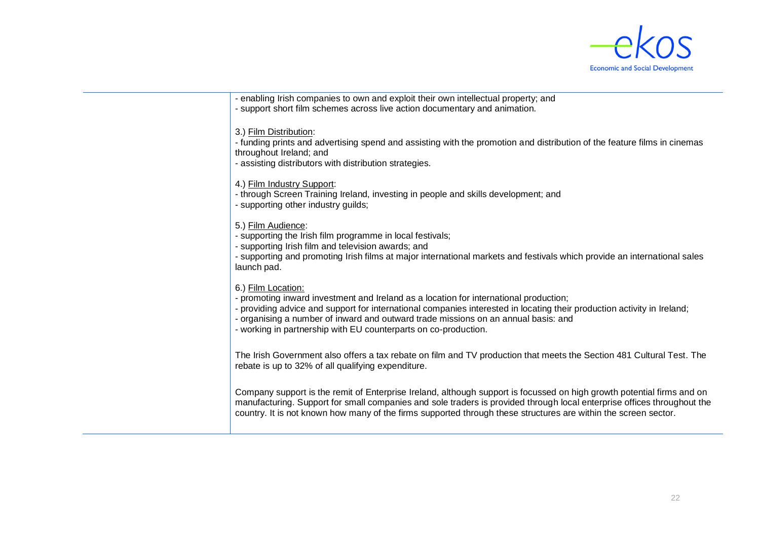| | |
|---|---|
| | - enabling Irish companies to own and exploit their own intellectual property; and<br>- support short film schemes across live action documentary and animation.<br><br>3.) <u>Film Distribution</u>:<br>- funding prints and advertising spend and assisting with the promotion and distribution of the feature films in cinemas throughout Ireland; and<br>- assisting distributors with distribution strategies.<br><br>4.) <u>Film Industry Support</u>:<br>- through Screen Training Ireland, investing in people and skills development; and<br>- supporting other industry guilds;<br><br>5.) <u>Film Audience</u>:<br>- supporting the Irish film programme in local festivals;<br>- supporting Irish film and television awards; and<br>- supporting and promoting Irish films at major international markets and festivals which provide an international sales launch pad.<br><br>6.) <u>Film Location:</u><br>- promoting inward investment and Ireland as a location for international production;<br>- providing advice and support for international companies interested in locating their production activity in Ireland;<br>- organising a number of inward and outward trade missions on an annual basis: and<br>- working in partnership with EU counterparts on co-production.<br><br>The Irish Government also offers a tax rebate on film and TV production that meets the Section 481 Cultural Test. The rebate is up to 32% of all qualifying expenditure.<br><br>Company support is the remit of Enterprise Ireland, although support is focussed on high growth potential firms and on manufacturing. Support for small companies and sole traders is provided through local enterprise offices throughout the country. It is not known how many of the firms supported through these structures are within the screen sector. |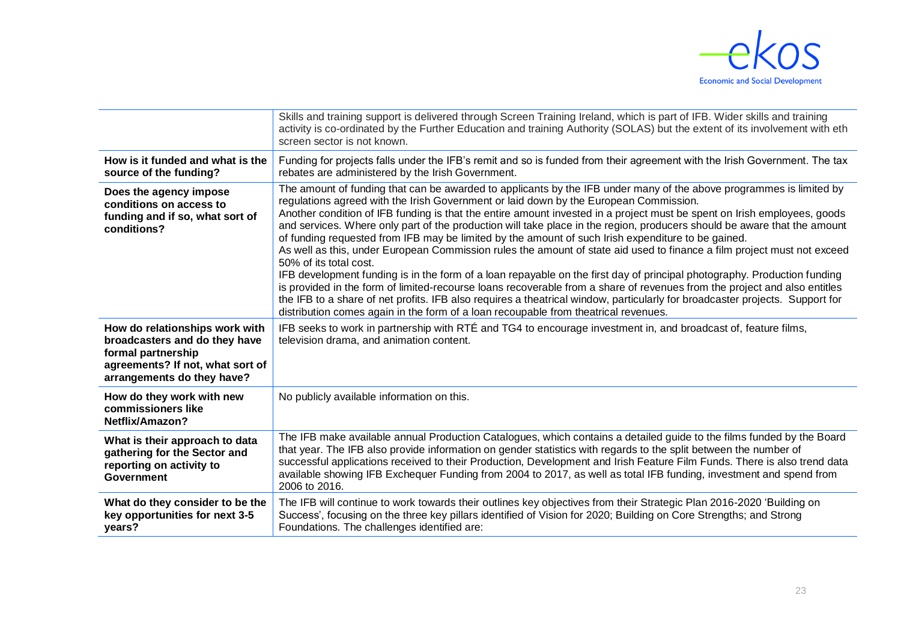| | |
|---|---|
| | Skills and training support is delivered through Screen Training Ireland, which is part of IFB. Wider skills and training activity is co-ordinated by the Further Education and training Authority (SOLAS) but the extent of its involvement with eth screen sector is not known. |
| **How is it funded and what is the source of the funding?** | Funding for projects falls under the IFB's remit and so is funded from their agreement with the Irish Government. The tax rebates are administered by the Irish Government. |
| **Does the agency impose conditions on access to funding and if so, what sort of conditions?** | The amount of funding that can be awarded to applicants by the IFB under many of the above programmes is limited by regulations agreed with the Irish Government or laid down by the European Commission.<br>Another condition of IFB funding is that the entire amount invested in a project must be spent on Irish employees, goods and services. Where only part of the production will take place in the region, producers should be aware that the amount of funding requested from IFB may be limited by the amount of such Irish expenditure to be gained.<br>As well as this, under European Commission rules the amount of state aid used to finance a film project must not exceed 50% of its total cost.<br>IFB development funding is in the form of a loan repayable on the first day of principal photography. Production funding is provided in the form of limited-recourse loans recoverable from a share of revenues from the project and also entitles the IFB to a share of net profits. IFB also requires a theatrical window, particularly for broadcaster projects. Support for distribution comes again in the form of a loan recoupable from theatrical revenues. |
| **How do relationships work with broadcasters and do they have formal partnership agreements? If not, what sort of arrangements do they have?** | IFB seeks to work in partnership with RTÉ and TG4 to encourage investment in, and broadcast of, feature films, television drama, and animation content. |
| **How do they work with new commissioners like Netflix/Amazon?** | No publicly available information on this. |
| **What is their approach to data gathering for the Sector and reporting on activity to Government** | The IFB make available annual Production Catalogues, which contains a detailed guide to the films funded by the Board that year. The IFB also provide information on gender statistics with regards to the split between the number of successful applications received to their Production, Development and Irish Feature Film Funds. There is also trend data available showing IFB Exchequer Funding from 2004 to 2017, as well as total IFB funding, investment and spend from 2006 to 2016. |
| **What do they consider to be the key opportunities for next 3-5 years?** | The IFB will continue to work towards their outlines key objectives from their Strategic Plan 2016-2020 'Building on Success', focusing on the three key pillars identified of Vision for 2020; Building on Core Strengths; and Strong Foundations. The challenges identified are: |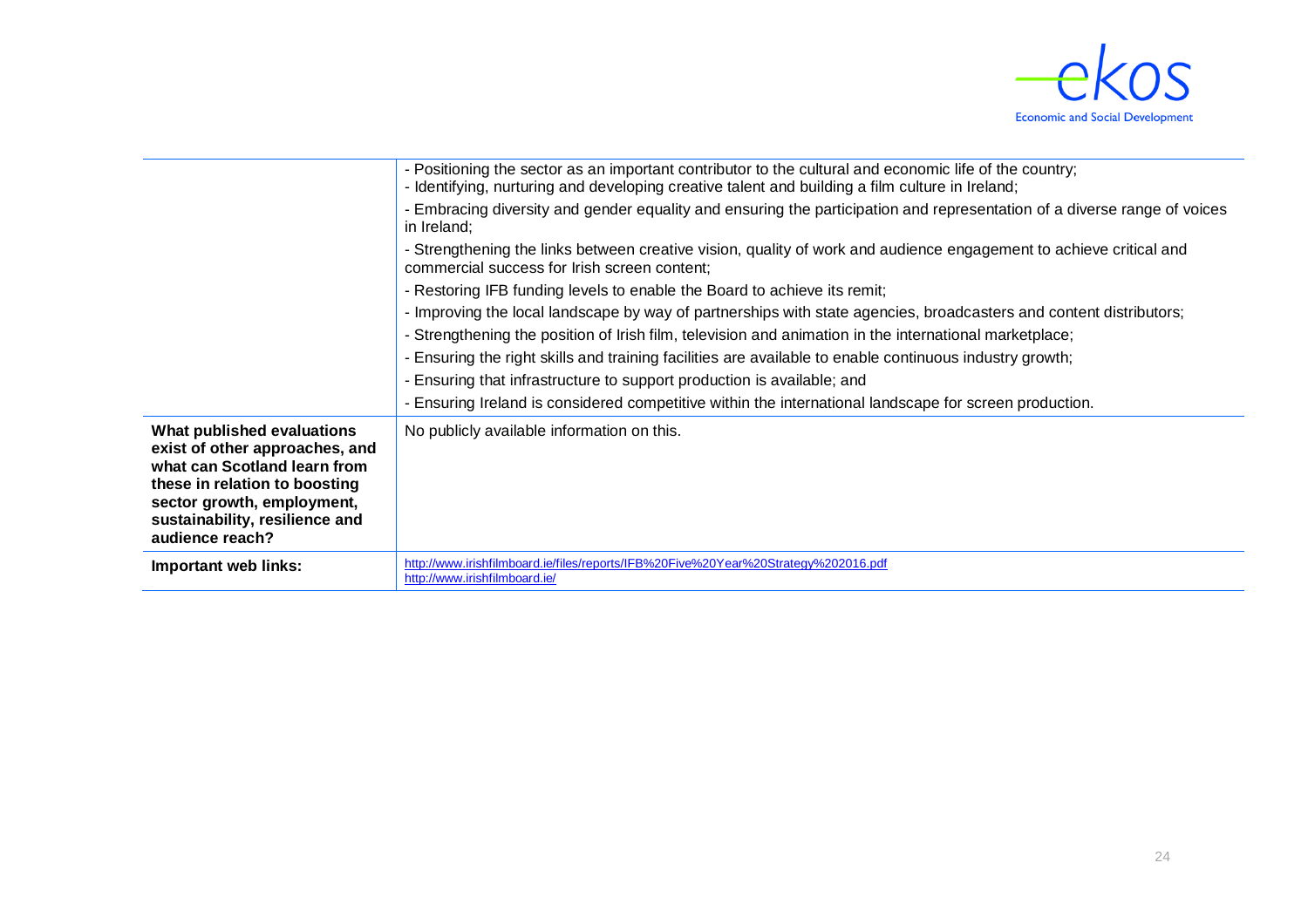| | |
|---|---|
| | - Positioning the sector as an important contributor to the cultural and economic life of the country;<br>- Identifying, nurturing and developing creative talent and building a film culture in Ireland;<br>- Embracing diversity and gender equality and ensuring the participation and representation of a diverse range of voices in Ireland;<br>- Strengthening the links between creative vision, quality of work and audience engagement to achieve critical and commercial success for Irish screen content;<br>- Restoring IFB funding levels to enable the Board to achieve its remit;<br>- Improving the local landscape by way of partnerships with state agencies, broadcasters and content distributors;<br>- Strengthening the position of Irish film, television and animation in the international marketplace;<br>- Ensuring the right skills and training facilities are available to enable continuous industry growth;<br>- Ensuring that infrastructure to support production is available; and<br>- Ensuring Ireland is considered competitive within the international landscape for screen production. |
| **What published evaluations exist of other approaches, and what can Scotland learn from these in relation to boosting sector growth, employment, sustainability, resilience and audience reach?** | No publicly available information on this. |
| **Important web links:** | http://www.irishfilmboard.ie/files/reports/IFB%20Five%20Year%20Strategy%202016.pdf<br>http://www.irishfilmboard.ie/ |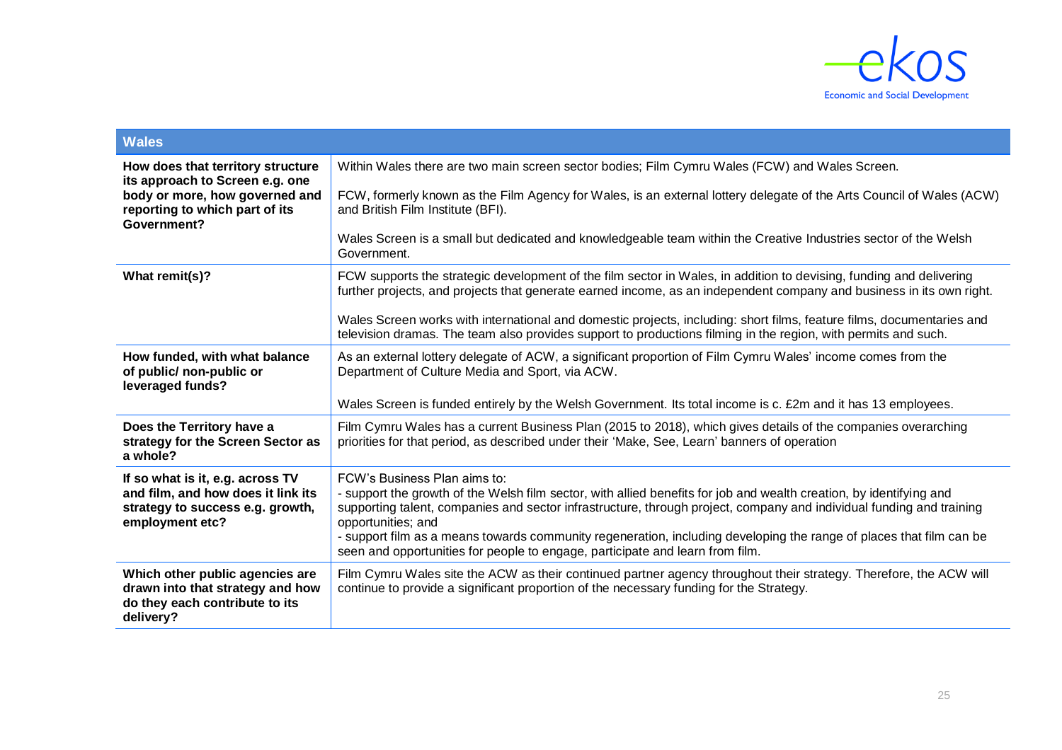| Wales | |
|---|---|
| **How does that territory structure its approach to Screen e.g. one body or more, how governed and reporting to which part of its Government?** | Within Wales there are two main screen sector bodies; Film Cymru Wales (FCW) and Wales Screen.<br><br>FCW, formerly known as the Film Agency for Wales, is an external lottery delegate of the Arts Council of Wales (ACW) and British Film Institute (BFI).<br><br>Wales Screen is a small but dedicated and knowledgeable team within the Creative Industries sector of the Welsh Government. |
| **What remit(s)?** | FCW supports the strategic development of the film sector in Wales, in addition to devising, funding and delivering further projects, and projects that generate earned income, as an independent company and business in its own right.<br><br>Wales Screen works with international and domestic projects, including: short films, feature films, documentaries and television dramas. The team also provides support to productions filming in the region, with permits and such. |
| **How funded, with what balance of public/ non-public or leveraged funds?** | As an external lottery delegate of ACW, a significant proportion of Film Cymru Wales' income comes from the Department of Culture Media and Sport, via ACW.<br><br>Wales Screen is funded entirely by the Welsh Government. Its total income is c. £2m and it has 13 employees. |
| **Does the Territory have a strategy for the Screen Sector as a whole?** | Film Cymru Wales has a current Business Plan (2015 to 2018), which gives details of the companies overarching priorities for that period, as described under their 'Make, See, Learn' banners of operation |
| **If so what is it, e.g. across TV and film, and how does it link its strategy to success e.g. growth, employment etc?** | FCW's Business Plan aims to:<br>- support the growth of the Welsh film sector, with allied benefits for job and wealth creation, by identifying and supporting talent, companies and sector infrastructure, through project, company and individual funding and training opportunities; and<br>- support film as a means towards community regeneration, including developing the range of places that film can be seen and opportunities for people to engage, participate and learn from film. |
| **Which other public agencies are drawn into that strategy and how do they each contribute to its delivery?** | Film Cymru Wales site the ACW as their continued partner agency throughout their strategy. Therefore, the ACW will continue to provide a significant proportion of the necessary funding for the Strategy. |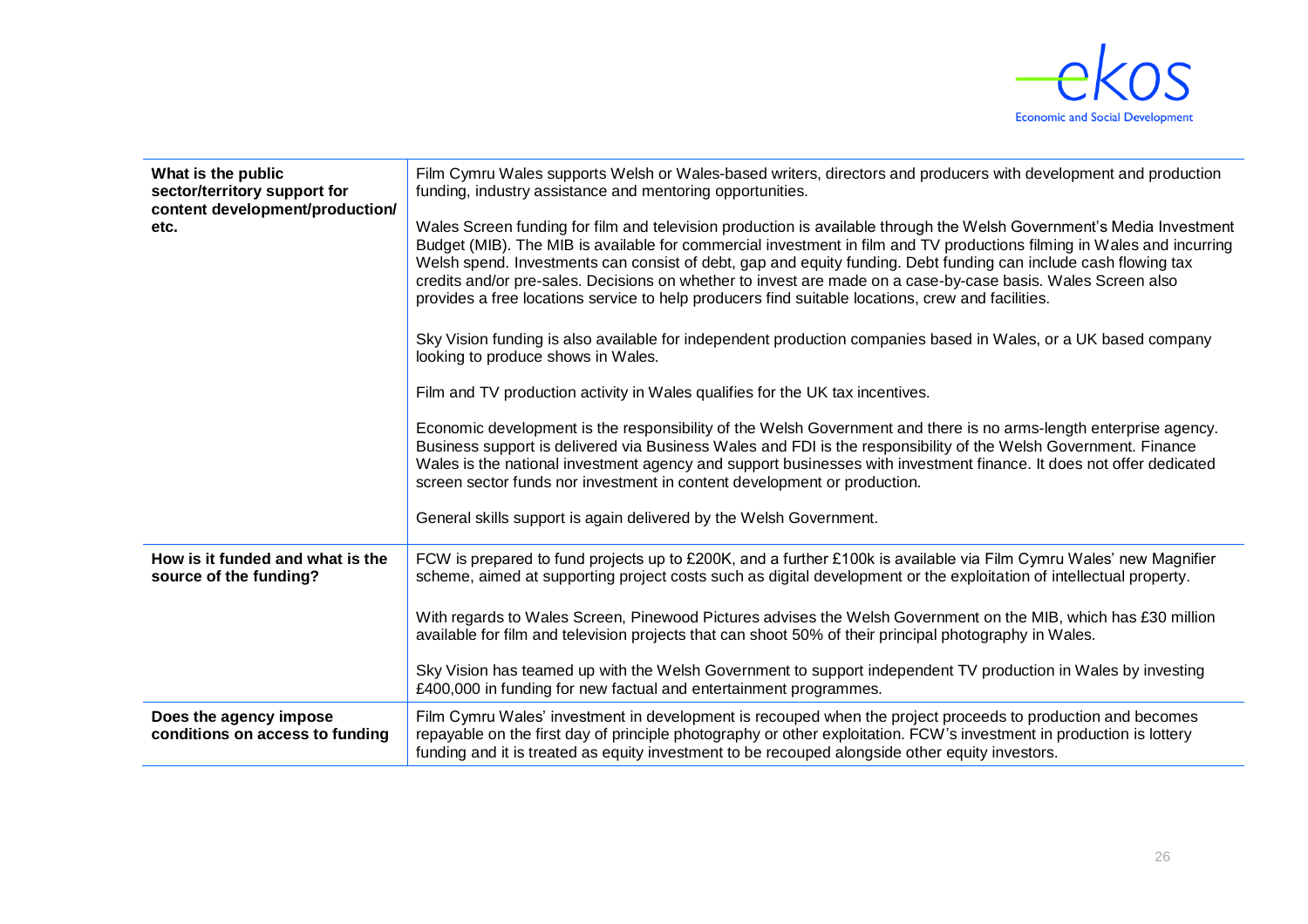| | |
|---|---|
| **What is the public sector/territory support for content development/production/ etc.** | Film Cymru Wales supports Welsh or Wales-based writers, directors and producers with development and production funding, industry assistance and mentoring opportunities.<br><br>Wales Screen funding for film and television production is available through the Welsh Government's Media Investment Budget (MIB). The MIB is available for commercial investment in film and TV productions filming in Wales and incurring Welsh spend. Investments can consist of debt, gap and equity funding. Debt funding can include cash flowing tax credits and/or pre-sales. Decisions on whether to invest are made on a case-by-case basis. Wales Screen also provides a free locations service to help producers find suitable locations, crew and facilities.<br><br>Sky Vision funding is also available for independent production companies based in Wales, or a UK based company looking to produce shows in Wales.<br><br>Film and TV production activity in Wales qualifies for the UK tax incentives.<br><br>Economic development is the responsibility of the Welsh Government and there is no arms-length enterprise agency. Business support is delivered via Business Wales and FDI is the responsibility of the Welsh Government. Finance Wales is the national investment agency and support businesses with investment finance. It does not offer dedicated screen sector funds nor investment in content development or production.<br><br>General skills support is again delivered by the Welsh Government. |
| **How is it funded and what is the source of the funding?** | FCW is prepared to fund projects up to £200K, and a further £100k is available via Film Cymru Wales' new Magnifier scheme, aimed at supporting project costs such as digital development or the exploitation of intellectual property.<br><br>With regards to Wales Screen, Pinewood Pictures advises the Welsh Government on the MIB, which has £30 million available for film and television projects that can shoot 50% of their principal photography in Wales.<br><br>Sky Vision has teamed up with the Welsh Government to support independent TV production in Wales by investing £400,000 in funding for new factual and entertainment programmes. |
| **Does the agency impose conditions on access to funding** | Film Cymru Wales' investment in development is recouped when the project proceeds to production and becomes repayable on the first day of principle photography or other exploitation. FCW's investment in production is lottery funding and it is treated as equity investment to be recouped alongside other equity investors. |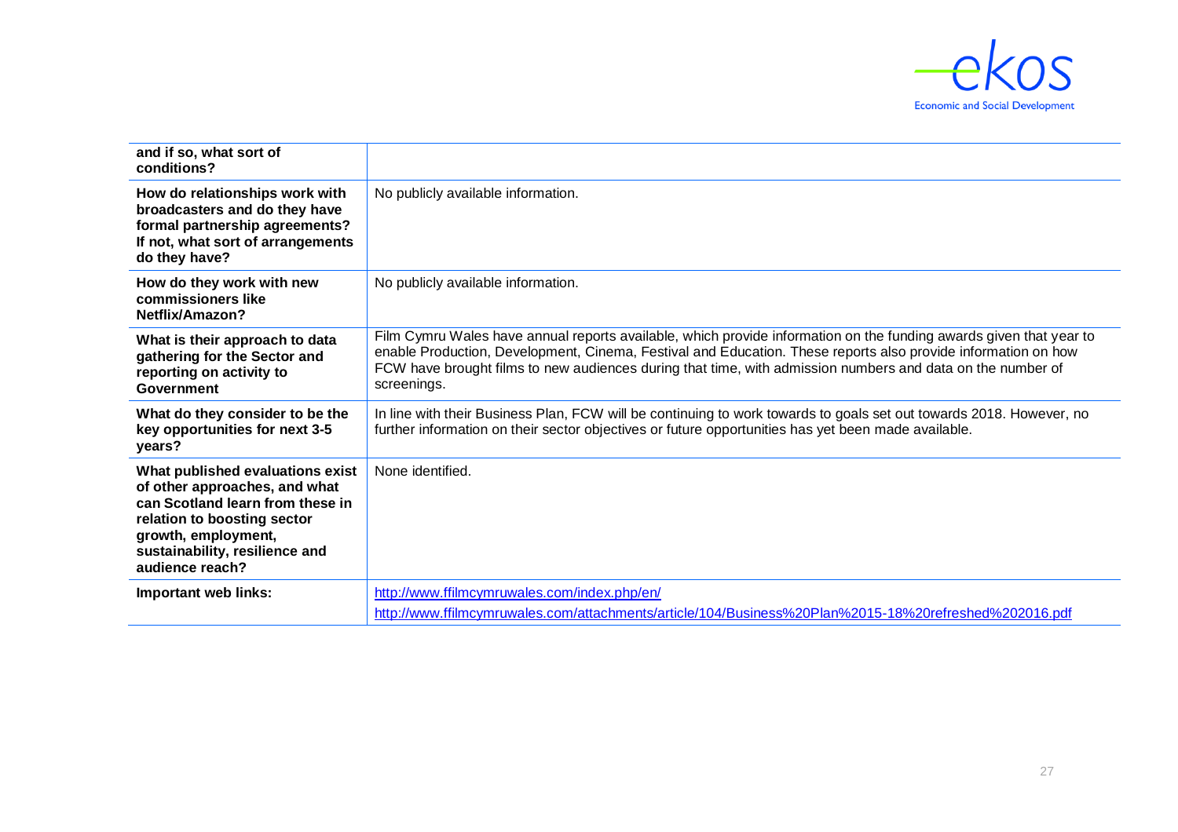| | |
|---|---|
| **and if so, what sort of conditions?** | |
| **How do relationships work with broadcasters and do they have formal partnership agreements? If not, what sort of arrangements do they have?** | No publicly available information. |
| **How do they work with new commissioners like Netflix/Amazon?** | No publicly available information. |
| **What is their approach to data gathering for the Sector and reporting on activity to Government** | Film Cymru Wales have annual reports available, which provide information on the funding awards given that year to enable Production, Development, Cinema, Festival and Education. These reports also provide information on how FCW have brought films to new audiences during that time, with admission numbers and data on the number of screenings. |
| **What do they consider to be the key opportunities for next 3-5 years?** | In line with their Business Plan, FCW will be continuing to work towards to goals set out towards 2018. However, no further information on their sector objectives or future opportunities has yet been made available. |
| **What published evaluations exist of other approaches, and what can Scotland learn from these in relation to boosting sector growth, employment, sustainability, resilience and audience reach?** | None identified. |
| **Important web links:** | http://www.ffilmcymruwales.com/index.php/en/ http://www.ffilmcymruwales.com/attachments/article/104/Business%20Plan%2015-18%20refreshed%202016.pdf |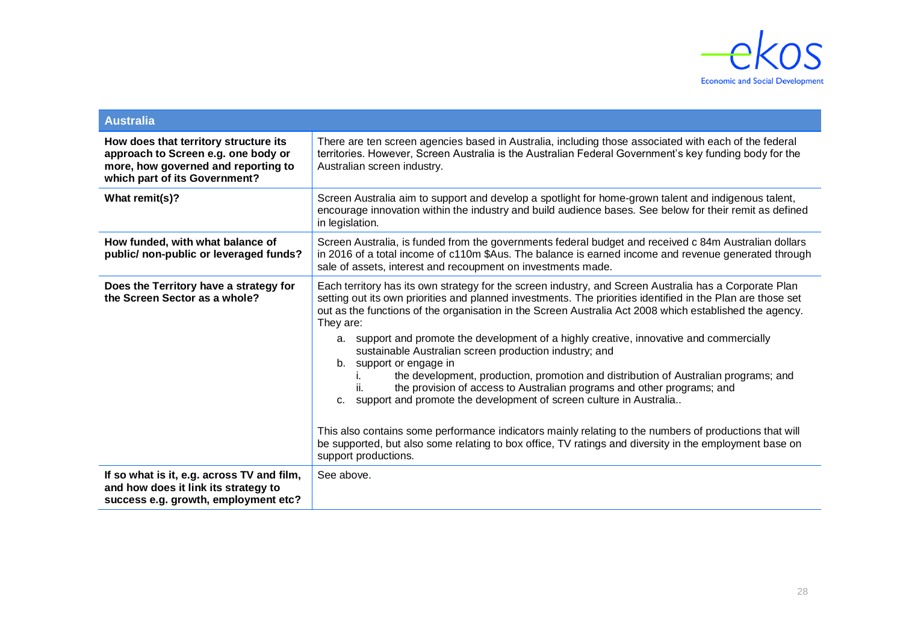| Australia | |
|---|---|
| **How does that territory structure its approach to Screen e.g. one body or more, how governed and reporting to which part of its Government?** | There are ten screen agencies based in Australia, including those associated with each of the federal territories. However, Screen Australia is the Australian Federal Government's key funding body for the Australian screen industry. |
| **What remit(s)?** | Screen Australia aim to support and develop a spotlight for home-grown talent and indigenous talent, encourage innovation within the industry and build audience bases. See below for their remit as defined in legislation. |
| **How funded, with what balance of public/ non-public or leveraged funds?** | Screen Australia, is funded from the governments federal budget and received c 84m Australian dollars in 2016 of a total income of c110m $Aus. The balance is earned income and revenue generated through sale of assets, interest and recoupment on investments made. |
| **Does the Territory have a strategy for the Screen Sector as a whole?** | Each territory has its own strategy for the screen industry, and Screen Australia has a Corporate Plan setting out its own priorities and planned investments. The priorities identified in the Plan are those set out as the functions of the organisation in the Screen Australia Act 2008 which established the agency. They are:<br><br>a. support and promote the development of a highly creative, innovative and commercially sustainable Australian screen production industry; and<br>b. support or engage in<br>i. the development, production, promotion and distribution of Australian programs; and<br>ii. the provision of access to Australian programs and other programs; and<br>c. support and promote the development of screen culture in Australia..<br><br>This also contains some performance indicators mainly relating to the numbers of productions that will be supported, but also some relating to box office, TV ratings and diversity in the employment base on support productions. |
| **If so what is it, e.g. across TV and film, and how does it link its strategy to success e.g. growth, employment etc?** | See above. |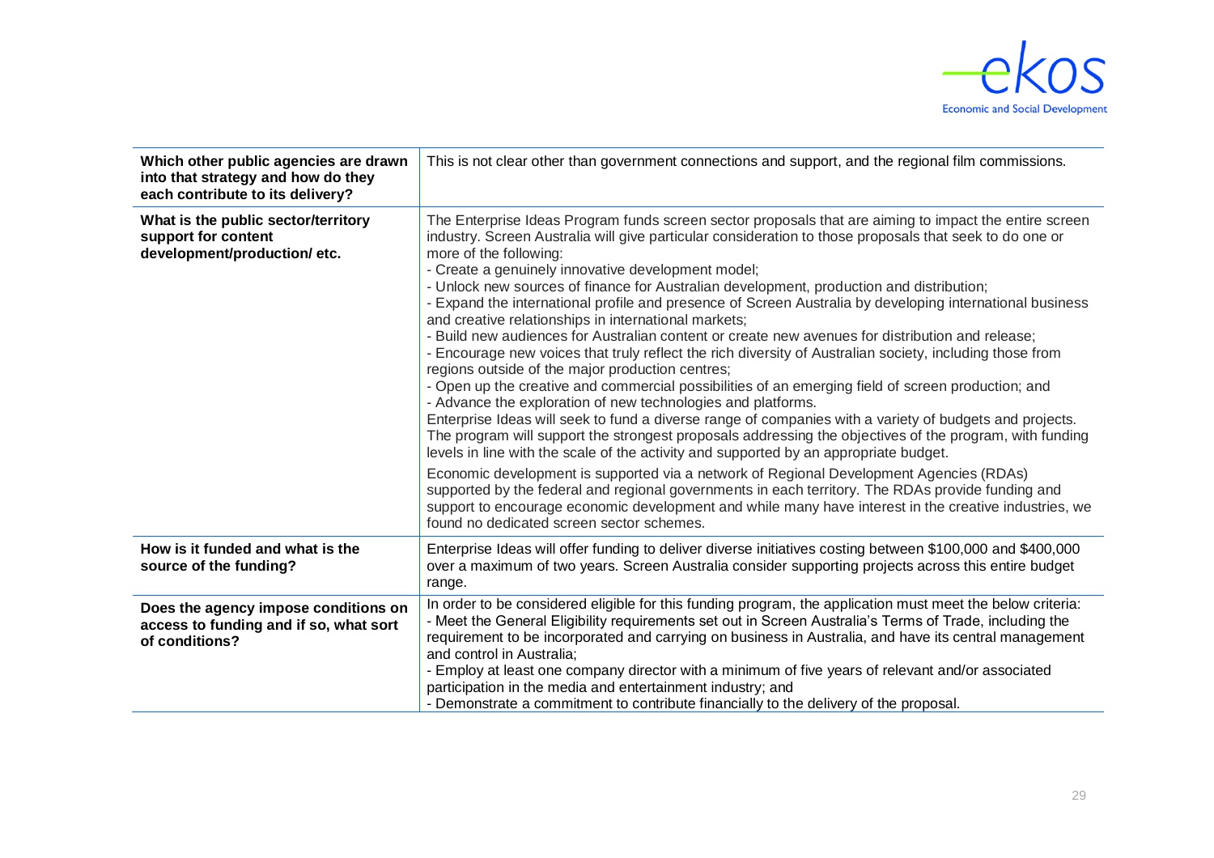| | |
|---|---|
| **Which other public agencies are drawn into that strategy and how do they each contribute to its delivery?** | This is not clear other than government connections and support, and the regional film commissions. |
| **What is the public sector/territory support for content development/production/ etc.** | The Enterprise Ideas Program funds screen sector proposals that are aiming to impact the entire screen industry. Screen Australia will give particular consideration to those proposals that seek to do one or more of the following:<br>- Create a genuinely innovative development model;<br>- Unlock new sources of finance for Australian development, production and distribution;<br>- Expand the international profile and presence of Screen Australia by developing international business and creative relationships in international markets;<br>- Build new audiences for Australian content or create new avenues for distribution and release;<br>- Encourage new voices that truly reflect the rich diversity of Australian society, including those from regions outside of the major production centres;<br>- Open up the creative and commercial possibilities of an emerging field of screen production; and<br>- Advance the exploration of new technologies and platforms.<br>Enterprise Ideas will seek to fund a diverse range of companies with a variety of budgets and projects. The program will support the strongest proposals addressing the objectives of the program, with funding levels in line with the scale of the activity and supported by an appropriate budget.<br>Economic development is supported via a network of Regional Development Agencies (RDAs) supported by the federal and regional governments in each territory. The RDAs provide funding and support to encourage economic development and while many have interest in the creative industries, we found no dedicated screen sector schemes. |
| **How is it funded and what is the source of the funding?** | Enterprise Ideas will offer funding to deliver diverse initiatives costing between $100,000 and $400,000 over a maximum of two years. Screen Australia consider supporting projects across this entire budget range. |
| **Does the agency impose conditions on access to funding and if so, what sort of conditions?** | In order to be considered eligible for this funding program, the application must meet the below criteria:<br>- Meet the General Eligibility requirements set out in Screen Australia's Terms of Trade, including the requirement to be incorporated and carrying on business in Australia, and have its central management and control in Australia;<br>- Employ at least one company director with a minimum of five years of relevant and/or associated participation in the media and entertainment industry; and<br>- Demonstrate a commitment to contribute financially to the delivery of the proposal. |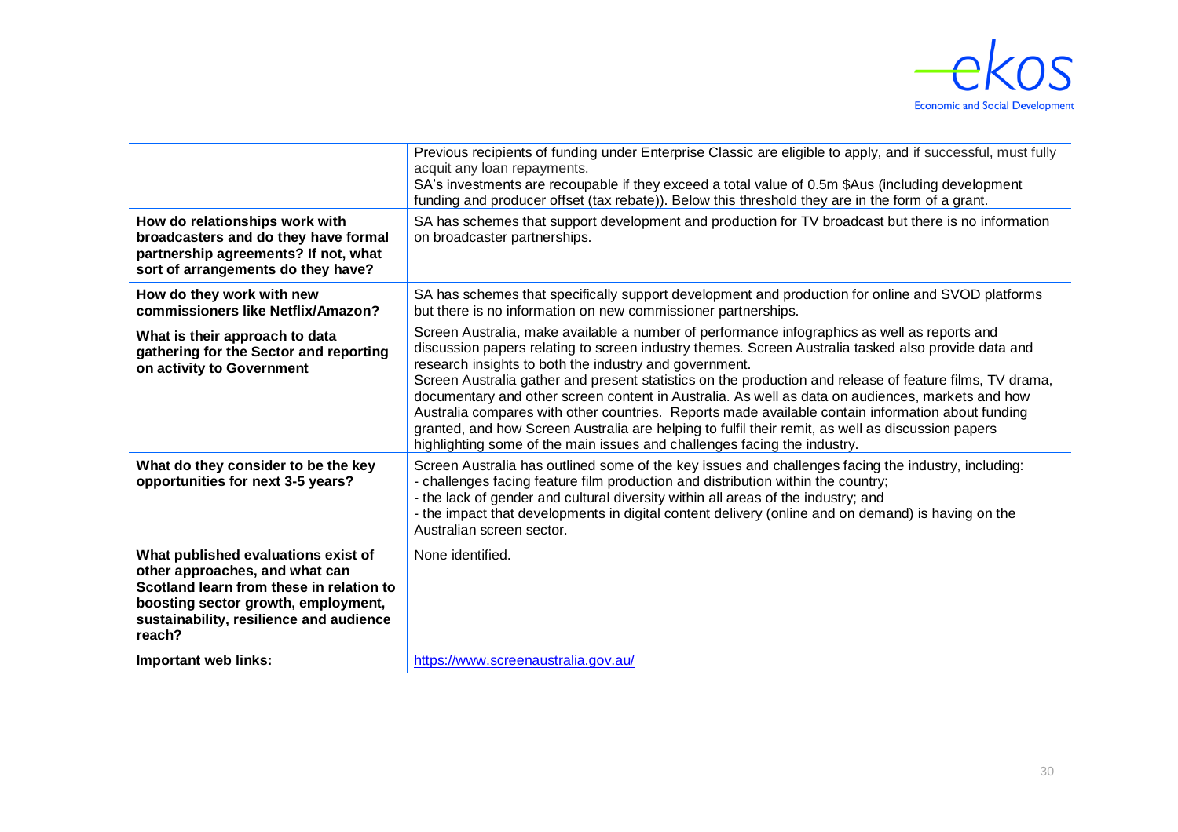| | |
|---|---|
| | Previous recipients of funding under Enterprise Classic are eligible to apply, and if successful, must fully acquit any loan repayments.<br>SA's investments are recoupable if they exceed a total value of 0.5m $Aus (including development funding and producer offset (tax rebate)). Below this threshold they are in the form of a grant. |
| **How do relationships work with broadcasters and do they have formal partnership agreements? If not, what sort of arrangements do they have?** | SA has schemes that support development and production for TV broadcast but there is no information on broadcaster partnerships. |
| **How do they work with new commissioners like Netflix/Amazon?** | SA has schemes that specifically support development and production for online and SVOD platforms but there is no information on new commissioner partnerships. |
| **What is their approach to data gathering for the Sector and reporting on activity to Government** | Screen Australia, make available a number of performance infographics as well as reports and discussion papers relating to screen industry themes. Screen Australia tasked also provide data and research insights to both the industry and government.<br>Screen Australia gather and present statistics on the production and release of feature films, TV drama, documentary and other screen content in Australia. As well as data on audiences, markets and how Australia compares with other countries. Reports made available contain information about funding granted, and how Screen Australia are helping to fulfil their remit, as well as discussion papers highlighting some of the main issues and challenges facing the industry. |
| **What do they consider to be the key opportunities for next 3-5 years?** | Screen Australia has outlined some of the key issues and challenges facing the industry, including:<br>- challenges facing feature film production and distribution within the country;<br>- the lack of gender and cultural diversity within all areas of the industry; and<br>- the impact that developments in digital content delivery (online and on demand) is having on the Australian screen sector. |
| **What published evaluations exist of other approaches, and what can Scotland learn from these in relation to boosting sector growth, employment, sustainability, resilience and audience reach?** | None identified. |
| **Important web links:** | https://www.screenaustralia.gov.au/ |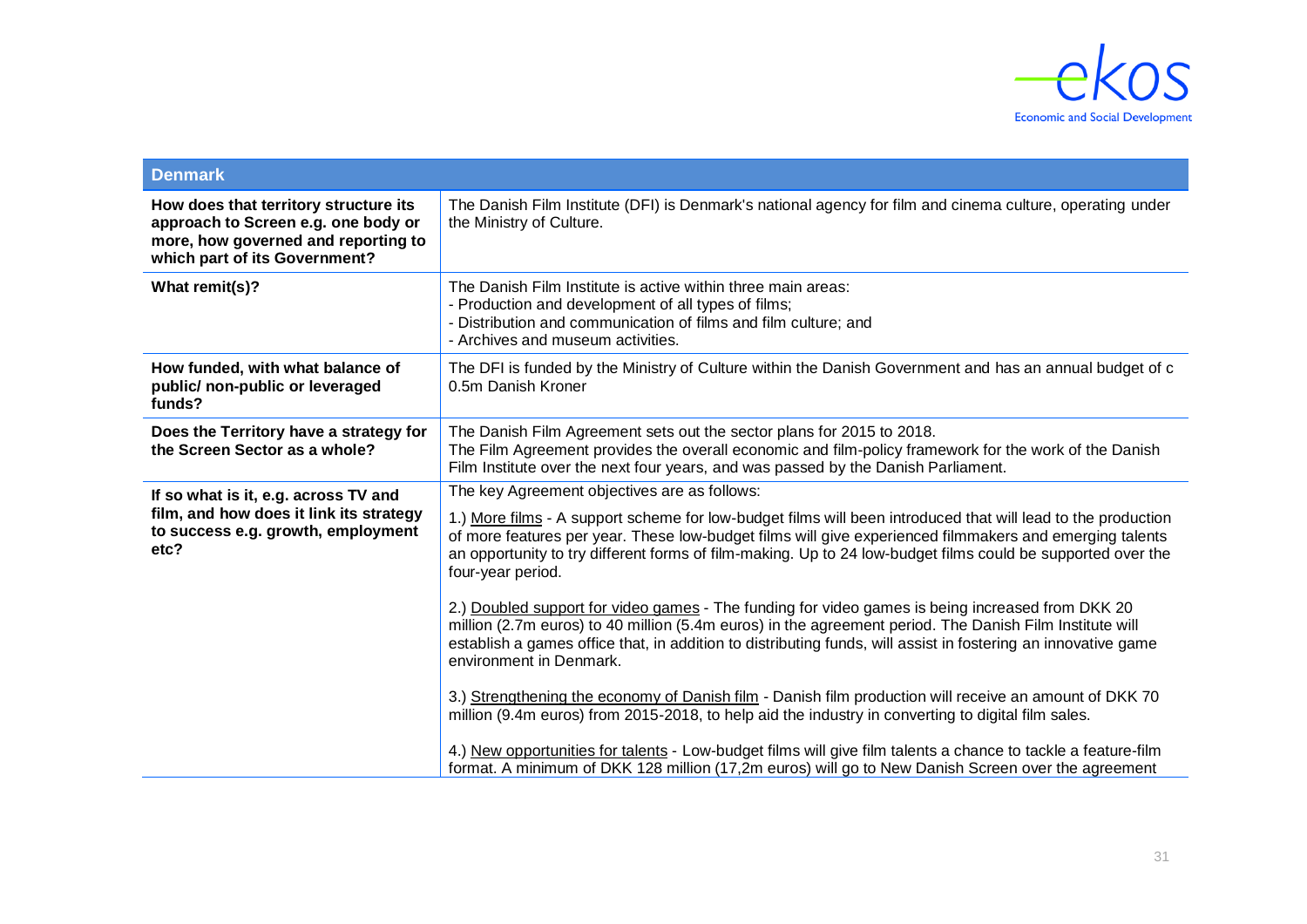| Denmark | |
|---|---|
| **How does that territory structure its approach to Screen e.g. one body or more, how governed and reporting to which part of its Government?** | The Danish Film Institute (DFI) is Denmark's national agency for film and cinema culture, operating under the Ministry of Culture. |
| **What remit(s)?** | The Danish Film Institute is active within three main areas:<br>- Production and development of all types of films;<br>- Distribution and communication of films and film culture; and<br>- Archives and museum activities. |
| **How funded, with what balance of public/ non-public or leveraged funds?** | The DFI is funded by the Ministry of Culture within the Danish Government and has an annual budget of c 0.5m Danish Kroner |
| **Does the Territory have a strategy for the Screen Sector as a whole?** | The Danish Film Agreement sets out the sector plans for 2015 to 2018.<br>The Film Agreement provides the overall economic and film-policy framework for the work of the Danish Film Institute over the next four years, and was passed by the Danish Parliament. |
| **If so what is it, e.g. across TV and film, and how does it link its strategy to success e.g. growth, employment etc?** | The key Agreement objectives are as follows:<br><br>1.) More films - A support scheme for low-budget films will been introduced that will lead to the production of more features per year. These low-budget films will give experienced filmmakers and emerging talents an opportunity to try different forms of film-making. Up to 24 low-budget films could be supported over the four-year period.<br><br>2.) Doubled support for video games - The funding for video games is being increased from DKK 20 million (2.7m euros) to 40 million (5.4m euros) in the agreement period. The Danish Film Institute will establish a games office that, in addition to distributing funds, will assist in fostering an innovative game environment in Denmark.<br><br>3.) Strengthening the economy of Danish film - Danish film production will receive an amount of DKK 70 million (9.4m euros) from 2015-2018, to help aid the industry in converting to digital film sales.<br><br>4.) New opportunities for talents - Low-budget films will give film talents a chance to tackle a feature-film format. A minimum of DKK 128 million (17,2m euros) will go to New Danish Screen over the agreement |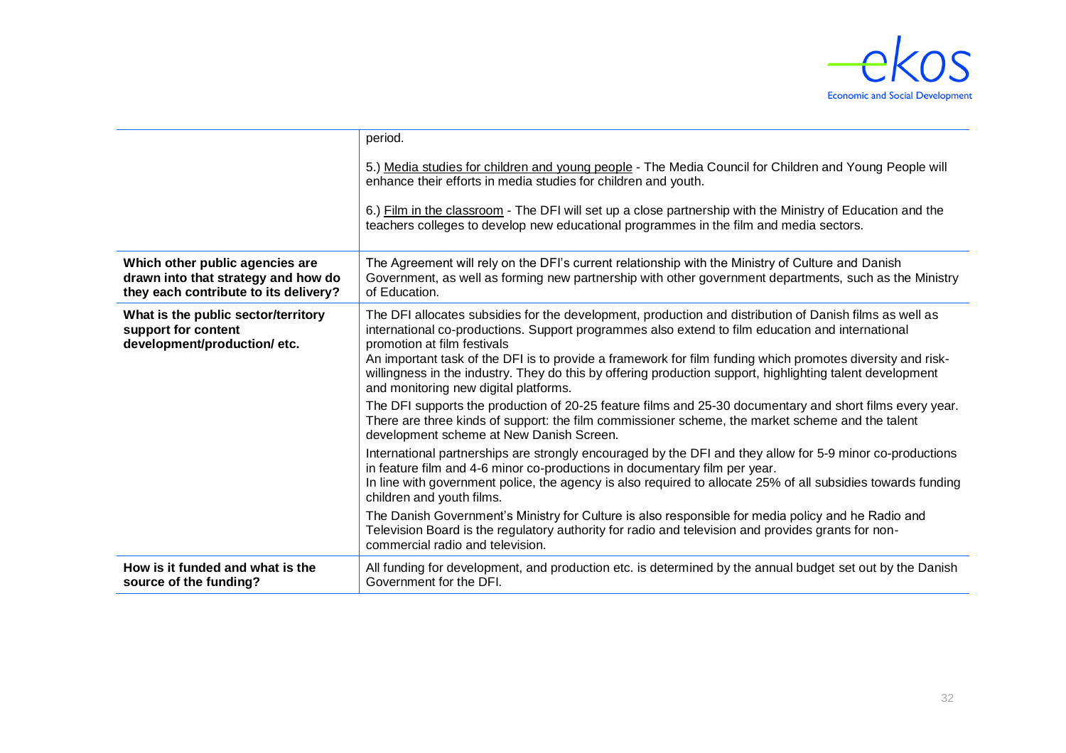| | |
|---|---|
| | period.<br><br>5.) <u>Media studies for children and young people</u> - The Media Council for Children and Young People will enhance their efforts in media studies for children and youth.<br><br>6.) <u>Film in the classroom</u> - The DFI will set up a close partnership with the Ministry of Education and the teachers colleges to develop new educational programmes in the film and media sectors. |
| **Which other public agencies are drawn into that strategy and how do they each contribute to its delivery?** | The Agreement will rely on the DFI's current relationship with the Ministry of Culture and Danish Government, as well as forming new partnership with other government departments, such as the Ministry of Education. |
| **What is the public sector/territory support for content development/production/ etc.** | The DFI allocates subsidies for the development, production and distribution of Danish films as well as international co-productions. Support programmes also extend to film education and international promotion at film festivals<br>An important task of the DFI is to provide a framework for film funding which promotes diversity and risk-willingness in the industry. They do this by offering production support, highlighting talent development and monitoring new digital platforms.<br><br>The DFI supports the production of 20-25 feature films and 25-30 documentary and short films every year. There are three kinds of support: the film commissioner scheme, the market scheme and the talent development scheme at New Danish Screen.<br><br>International partnerships are strongly encouraged by the DFI and they allow for 5-9 minor co-productions in feature film and 4-6 minor co-productions in documentary film per year.<br>In line with government police, the agency is also required to allocate 25% of all subsidies towards funding children and youth films.<br><br>The Danish Government's Ministry for Culture is also responsible for media policy and he Radio and Television Board is the regulatory authority for radio and television and provides grants for non-commercial radio and television. |
| **How is it funded and what is the source of the funding?** | All funding for development, and production etc. is determined by the annual budget set out by the Danish Government for the DFI. |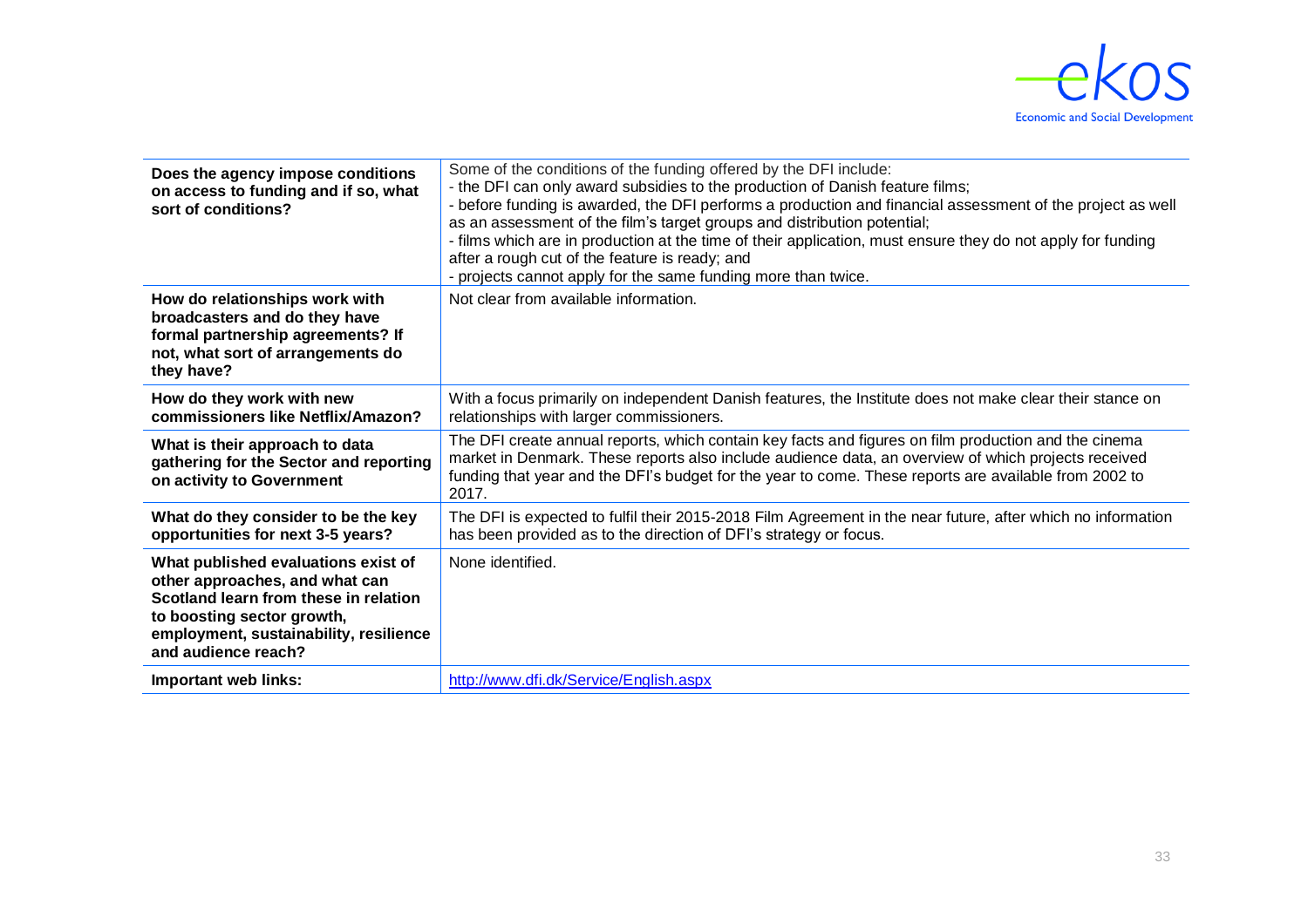| | |
|---|---|
| **Does the agency impose conditions on access to funding and if so, what sort of conditions?** | Some of the conditions of the funding offered by the DFI include:<br>- the DFI can only award subsidies to the production of Danish feature films;<br>- before funding is awarded, the DFI performs a production and financial assessment of the project as well as an assessment of the film's target groups and distribution potential;<br>- films which are in production at the time of their application, must ensure they do not apply for funding after a rough cut of the feature is ready; and<br>- projects cannot apply for the same funding more than twice. |
| **How do relationships work with broadcasters and do they have formal partnership agreements? If not, what sort of arrangements do they have?** | Not clear from available information. |
| **How do they work with new commissioners like Netflix/Amazon?** | With a focus primarily on independent Danish features, the Institute does not make clear their stance on relationships with larger commissioners. |
| **What is their approach to data gathering for the Sector and reporting on activity to Government** | The DFI create annual reports, which contain key facts and figures on film production and the cinema market in Denmark. These reports also include audience data, an overview of which projects received funding that year and the DFI's budget for the year to come. These reports are available from 2002 to 2017. |
| **What do they consider to be the key opportunities for next 3-5 years?** | The DFI is expected to fulfil their 2015-2018 Film Agreement in the near future, after which no information has been provided as to the direction of DFI's strategy or focus. |
| **What published evaluations exist of other approaches, and what can Scotland learn from these in relation to boosting sector growth, employment, sustainability, resilience and audience reach?** | None identified. |
| **Important web links:** | http://www.dfi.dk/Service/English.aspx |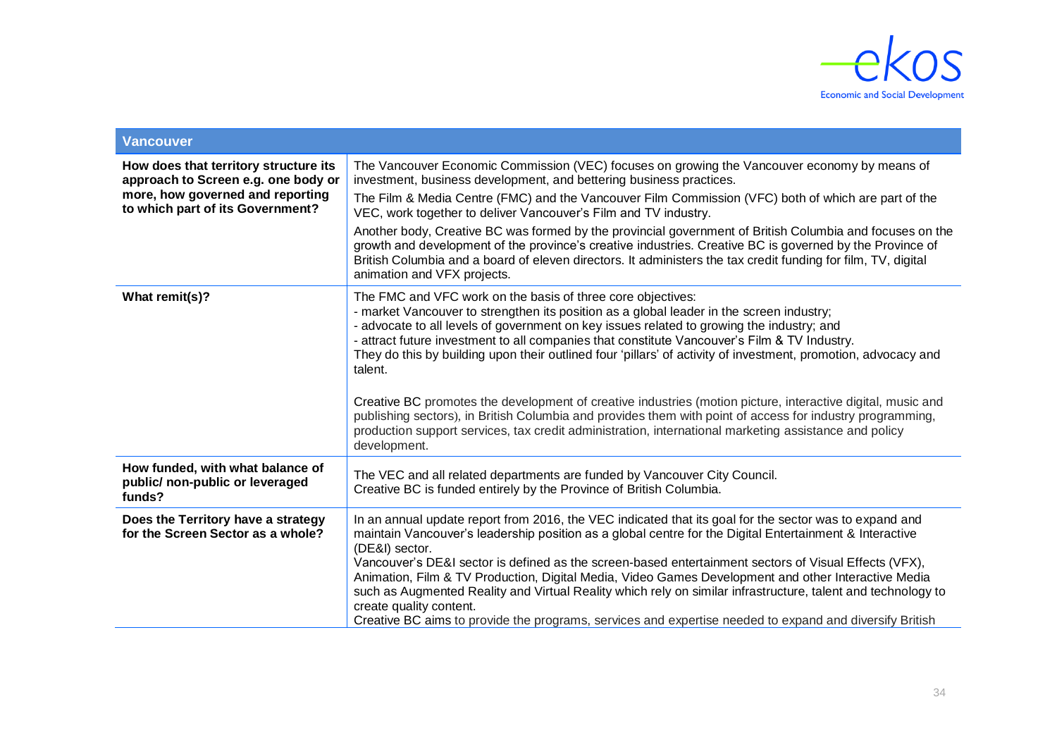| Vancouver | |
|---|---|
| **How does that territory structure its approach to Screen e.g. one body or more, how governed and reporting to which part of its Government?** | The Vancouver Economic Commission (VEC) focuses on growing the Vancouver economy by means of investment, business development, and bettering business practices.<br><br>The Film & Media Centre (FMC) and the Vancouver Film Commission (VFC) both of which are part of the VEC, work together to deliver Vancouver's Film and TV industry.<br><br>Another body, Creative BC was formed by the provincial government of British Columbia and focuses on the growth and development of the province's creative industries. Creative BC is governed by the Province of British Columbia and a board of eleven directors. It administers the tax credit funding for film, TV, digital animation and VFX projects. |
| **What remit(s)?** | The FMC and VFC work on the basis of three core objectives:<br>- market Vancouver to strengthen its position as a global leader in the screen industry;<br>- advocate to all levels of government on key issues related to growing the industry; and<br>- attract future investment to all companies that constitute Vancouver's Film & TV Industry.<br>They do this by building upon their outlined four 'pillars' of activity of investment, promotion, advocacy and talent.<br><br>Creative BC promotes the development of creative industries (motion picture, interactive digital, music and publishing sectors), in British Columbia and provides them with point of access for industry programming, production support services, tax credit administration, international marketing assistance and policy development. |
| **How funded, with what balance of public/ non-public or leveraged funds?** | The VEC and all related departments are funded by Vancouver City Council.<br>Creative BC is funded entirely by the Province of British Columbia. |
| **Does the Territory have a strategy for the Screen Sector as a whole?** | In an annual update report from 2016, the VEC indicated that its goal for the sector was to expand and maintain Vancouver's leadership position as a global centre for the Digital Entertainment & Interactive (DE&I) sector.<br>Vancouver's DE&I sector is defined as the screen-based entertainment sectors of Visual Effects (VFX), Animation, Film & TV Production, Digital Media, Video Games Development and other Interactive Media such as Augmented Reality and Virtual Reality which rely on similar infrastructure, talent and technology to create quality content.<br>Creative BC aims to provide the programs, services and expertise needed to expand and diversify British |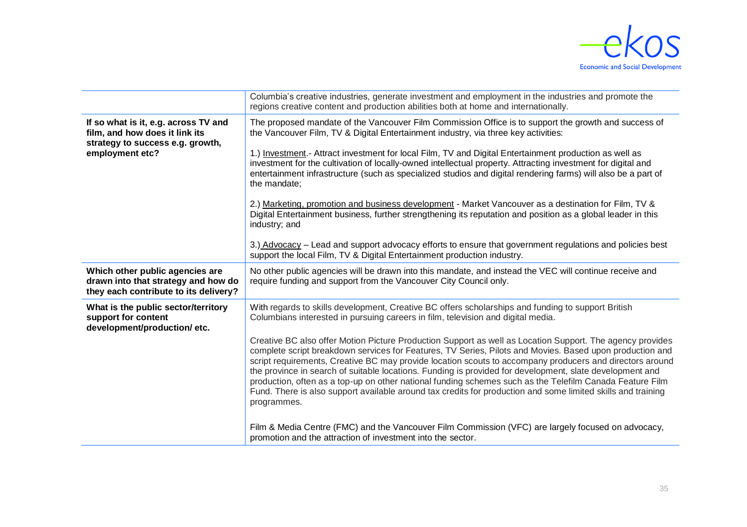| | |
|---|---|
| | Columbia's creative industries, generate investment and employment in the industries and promote the regions creative content and production abilities both at home and internationally. |
| **If so what is it, e.g. across TV and film, and how does it link its strategy to success e.g. growth, employment etc?** | The proposed mandate of the Vancouver Film Commission Office is to support the growth and success of the Vancouver Film, TV & Digital Entertainment industry, via three key activities:<br><br>1.) <u>Investment</u>.- Attract investment for local Film, TV and Digital Entertainment production as well as investment for the cultivation of locally-owned intellectual property. Attracting investment for digital and entertainment infrastructure (such as specialized studios and digital rendering farms) will also be a part of the mandate;<br><br>2.) <u>Marketing, promotion and business development</u> - Market Vancouver as a destination for Film, TV & Digital Entertainment business, further strengthening its reputation and position as a global leader in this industry; and<br><br>3.) <u>Advocacy</u> – Lead and support advocacy efforts to ensure that government regulations and policies best support the local Film, TV & Digital Entertainment production industry. |
| **Which other public agencies are drawn into that strategy and how do they each contribute to its delivery?** | No other public agencies will be drawn into this mandate, and instead the VEC will continue receive and require funding and support from the Vancouver City Council only. |
| **What is the public sector/territory support for content development/production/ etc.** | With regards to skills development, Creative BC offers scholarships and funding to support British Columbians interested in pursuing careers in film, television and digital media.<br><br>Creative BC also offer Motion Picture Production Support as well as Location Support. The agency provides complete script breakdown services for Features, TV Series, Pilots and Movies. Based upon production and script requirements, Creative BC may provide location scouts to accompany producers and directors around the province in search of suitable locations. Funding is provided for development, slate development and production, often as a top-up on other national funding schemes such as the Telefilm Canada Feature Film Fund. There is also support available around tax credits for production and some limited skills and training programmes.<br><br>Film & Media Centre (FMC) and the Vancouver Film Commission (VFC) are largely focused on advocacy, promotion and the attraction of investment into the sector. |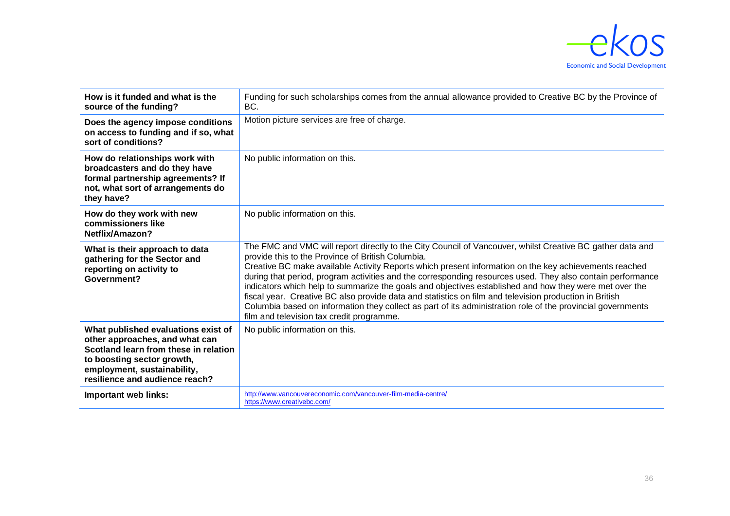| | |
|---|---|
| **How is it funded and what is the source of the funding?** | Funding for such scholarships comes from the annual allowance provided to Creative BC by the Province of BC. |
| **Does the agency impose conditions on access to funding and if so, what sort of conditions?** | Motion picture services are free of charge. |
| **How do relationships work with broadcasters and do they have formal partnership agreements? If not, what sort of arrangements do they have?** | No public information on this. |
| **How do they work with new commissioners like Netflix/Amazon?** | No public information on this. |
| **What is their approach to data gathering for the Sector and reporting on activity to Government?** | The FMC and VMC will report directly to the City Council of Vancouver, whilst Creative BC gather data and provide this to the Province of British Columbia. Creative BC make available Activity Reports which present information on the key achievements reached during that period, program activities and the corresponding resources used. They also contain performance indicators which help to summarize the goals and objectives established and how they were met over the fiscal year. Creative BC also provide data and statistics on film and television production in British Columbia based on information they collect as part of its administration role of the provincial governments film and television tax credit programme. |
| **What published evaluations exist of other approaches, and what can Scotland learn from these in relation to boosting sector growth, employment, sustainability, resilience and audience reach?** | No public information on this. |
| **Important web links:** | http://www.vancouvereconomic.com/vancouver-film-media-centre/ https://www.creativebc.com/ |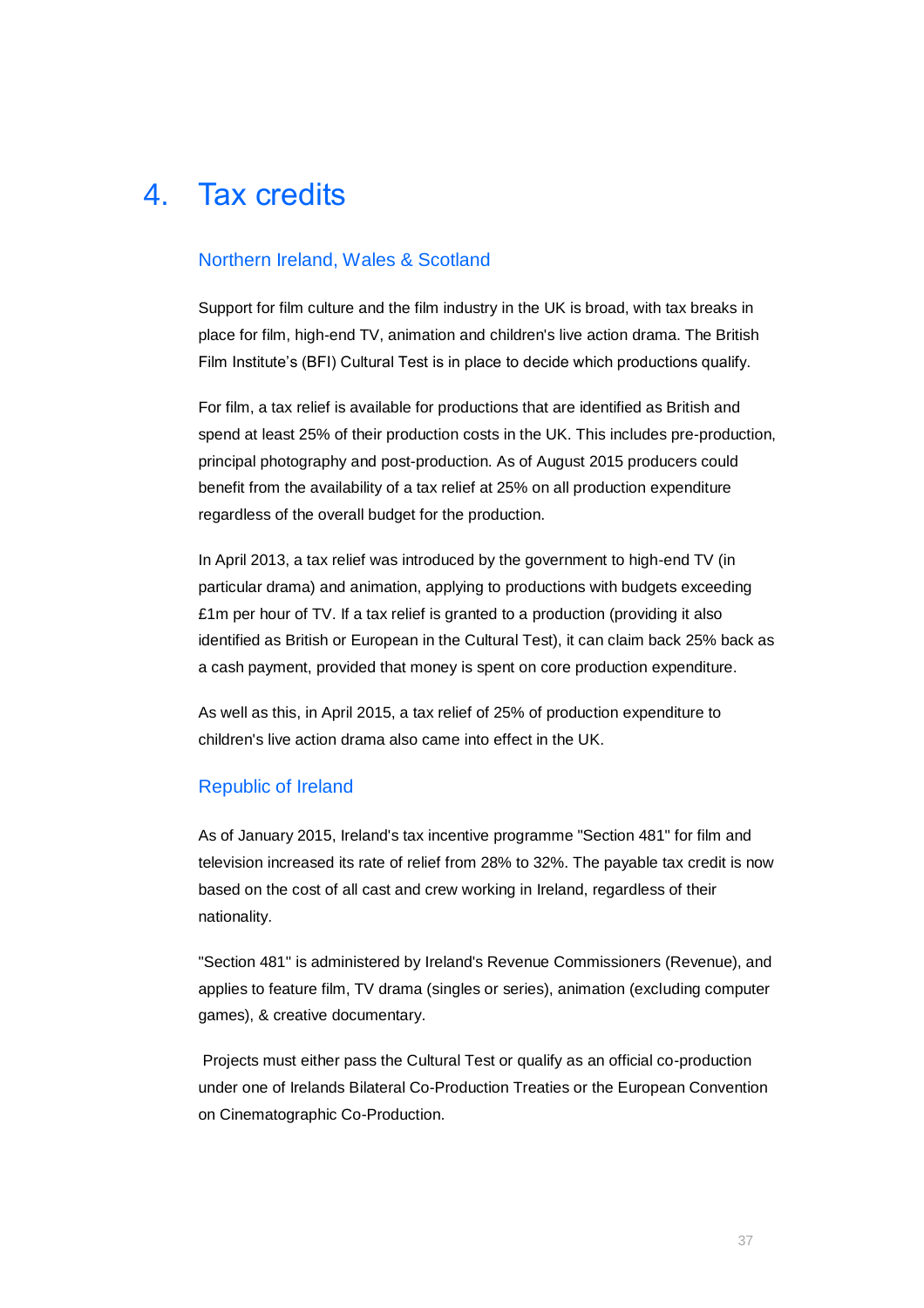# 4. Tax credits

## Northern Ireland, Wales & Scotland

Support for film culture and the film industry in the UK is broad, with tax breaks in place for film, high-end TV, animation and children's live action drama. The British Film Institute's (BFI) Cultural Test is in place to decide which productions qualify.

For film, a tax relief is available for productions that are identified as British and spend at least 25% of their production costs in the UK. This includes pre-production, principal photography and post-production. As of August 2015 producers could benefit from the availability of a tax relief at 25% on all production expenditure regardless of the overall budget for the production.

In April 2013, a tax relief was introduced by the government to high-end TV (in particular drama) and animation, applying to productions with budgets exceeding £1m per hour of TV. If a tax relief is granted to a production (providing it also identified as British or European in the Cultural Test), it can claim back 25% back as a cash payment, provided that money is spent on core production expenditure.

As well as this, in April 2015, a tax relief of 25% of production expenditure to children's live action drama also came into effect in the UK.

## Republic of Ireland

As of January 2015, Ireland's tax incentive programme "Section 481" for film and television increased its rate of relief from 28% to 32%. The payable tax credit is now based on the cost of all cast and crew working in Ireland, regardless of their nationality.

"Section 481" is administered by Ireland's Revenue Commissioners (Revenue), and applies to feature film, TV drama (singles or series), animation (excluding computer games), & creative documentary.

Projects must either pass the Cultural Test or qualify as an official co-production under one of Irelands Bilateral Co-Production Treaties or the European Convention on Cinematographic Co-Production.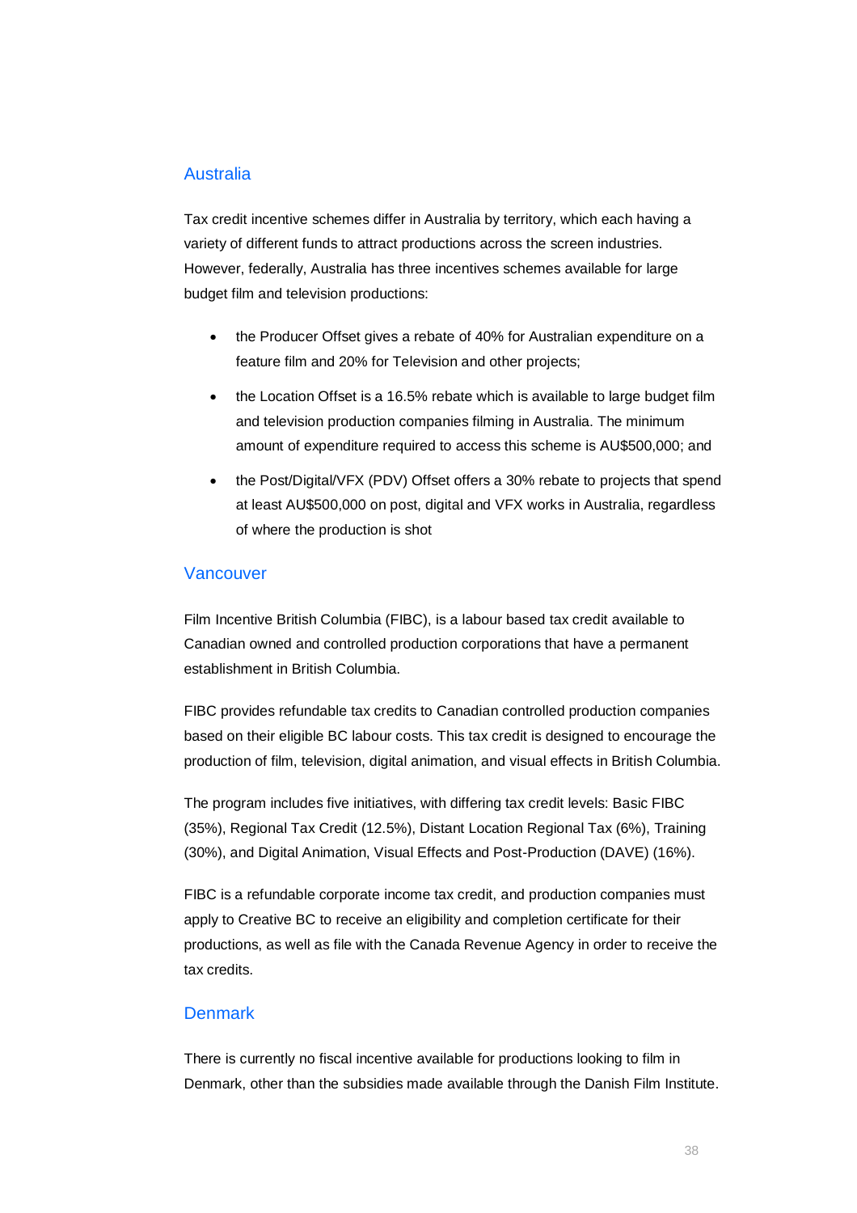## Australia

Tax credit incentive schemes differ in Australia by territory, which each having a variety of different funds to attract productions across the screen industries. However, federally, Australia has three incentives schemes available for large budget film and television productions:

- the Producer Offset gives a rebate of 40% for Australian expenditure on a feature film and 20% for Television and other projects;
- the Location Offset is a 16.5% rebate which is available to large budget film and television production companies filming in Australia. The minimum amount of expenditure required to access this scheme is AU$500,000; and
- the Post/Digital/VFX (PDV) Offset offers a 30% rebate to projects that spend at least AU$500,000 on post, digital and VFX works in Australia, regardless of where the production is shot

## Vancouver

Film Incentive British Columbia (FIBC), is a labour based tax credit available to Canadian owned and controlled production corporations that have a permanent establishment in British Columbia.

FIBC provides refundable tax credits to Canadian controlled production companies based on their eligible BC labour costs. This tax credit is designed to encourage the production of film, television, digital animation, and visual effects in British Columbia.

The program includes five initiatives, with differing tax credit levels: Basic FIBC (35%), Regional Tax Credit (12.5%), Distant Location Regional Tax (6%), Training (30%), and Digital Animation, Visual Effects and Post-Production (DAVE) (16%).

FIBC is a refundable corporate income tax credit, and production companies must apply to Creative BC to receive an eligibility and completion certificate for their productions, as well as file with the Canada Revenue Agency in order to receive the tax credits.

## Denmark

There is currently no fiscal incentive available for productions looking to film in Denmark, other than the subsidies made available through the Danish Film Institute.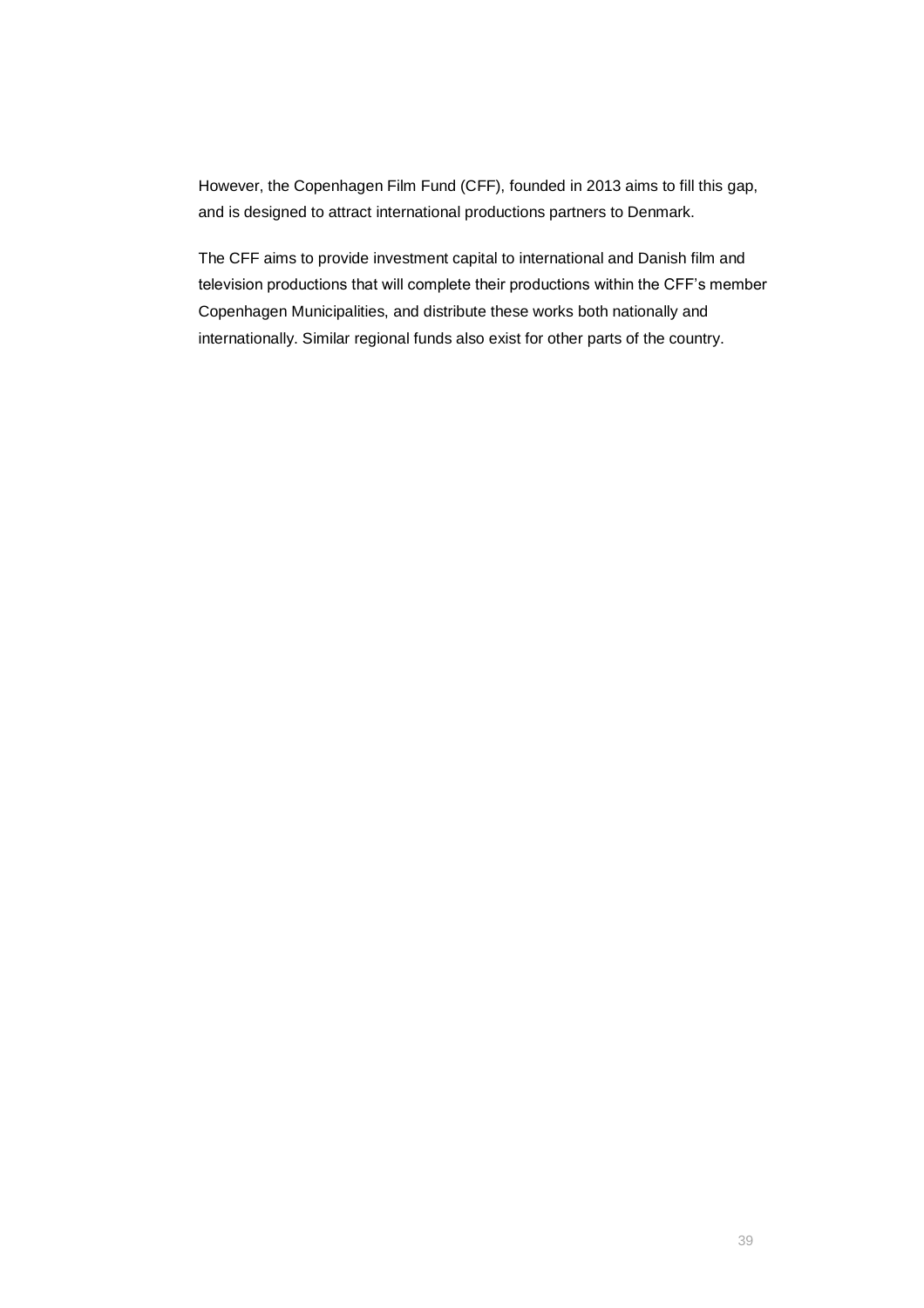However, the Copenhagen Film Fund (CFF), founded in 2013 aims to fill this gap, and is designed to attract international productions partners to Denmark.

The CFF aims to provide investment capital to international and Danish film and television productions that will complete their productions within the CFF's member Copenhagen Municipalities, and distribute these works both nationally and internationally. Similar regional funds also exist for other parts of the country.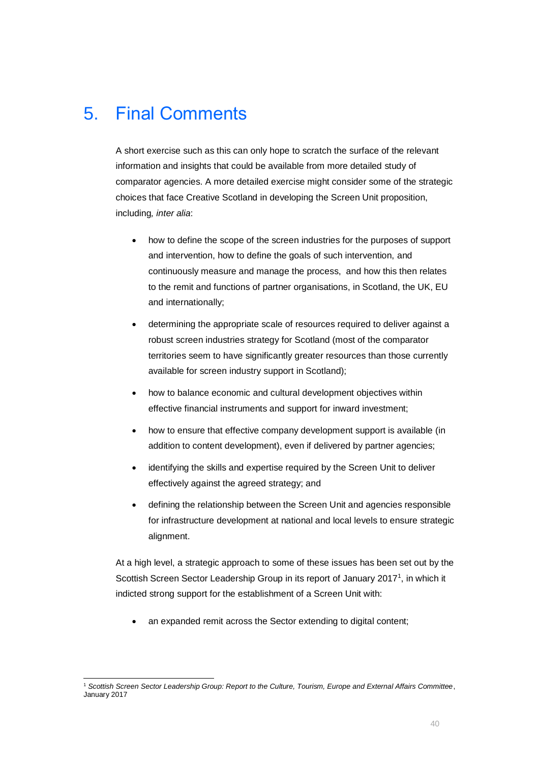# 5. Final Comments

A short exercise such as this can only hope to scratch the surface of the relevant information and insights that could be available from more detailed study of comparator agencies. A more detailed exercise might consider some of the strategic choices that face Creative Scotland in developing the Screen Unit proposition, including*, inter alia*:

- how to define the scope of the screen industries for the purposes of support and intervention, how to define the goals of such intervention, and continuously measure and manage the process, and how this then relates to the remit and functions of partner organisations, in Scotland, the UK, EU and internationally;
- determining the appropriate scale of resources required to deliver against a robust screen industries strategy for Scotland (most of the comparator territories seem to have significantly greater resources than those currently available for screen industry support in Scotland);
- how to balance economic and cultural development objectives within effective financial instruments and support for inward investment;
- how to ensure that effective company development support is available (in addition to content development), even if delivered by partner agencies;
- identifying the skills and expertise required by the Screen Unit to deliver effectively against the agreed strategy; and
- defining the relationship between the Screen Unit and agencies responsible for infrastructure development at national and local levels to ensure strategic alignment.

At a high level, a strategic approach to some of these issues has been set out by the Scottish Screen Sector Leadership Group in its report of January 2017[1], in which it indicted strong support for the establishment of a Screen Unit with:

- an expanded remit across the Sector extending to digital content;

[1] *Scottish Screen Sector Leadership Group: Report to the Culture, Tourism, Europe and External Affairs Committee*, January 2017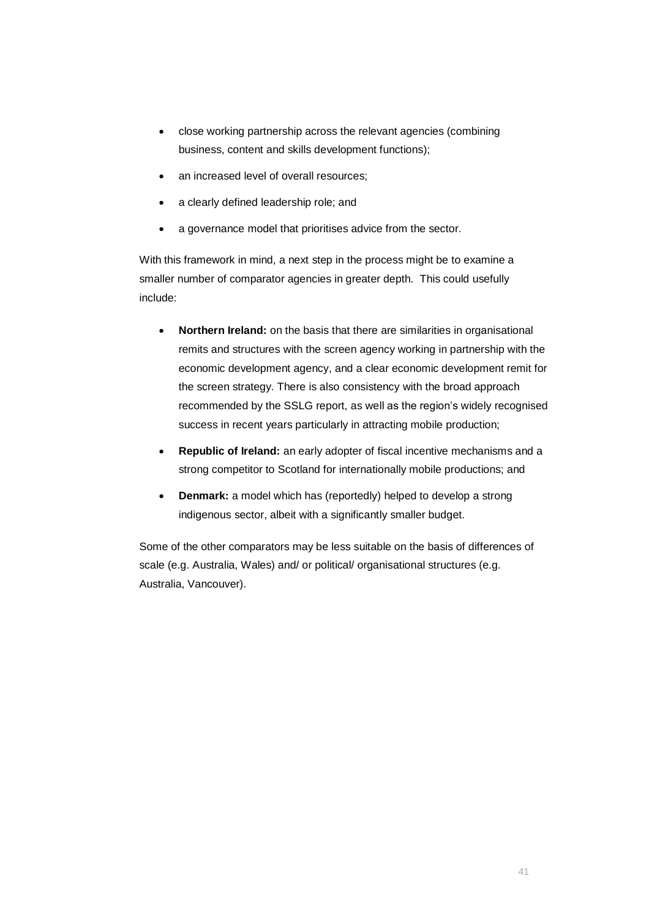- close working partnership across the relevant agencies (combining business, content and skills development functions);
- an increased level of overall resources;
- a clearly defined leadership role; and
- a governance model that prioritises advice from the sector.

With this framework in mind, a next step in the process might be to examine a smaller number of comparator agencies in greater depth. This could usefully include:

- **Northern Ireland:** on the basis that there are similarities in organisational remits and structures with the screen agency working in partnership with the economic development agency, and a clear economic development remit for the screen strategy. There is also consistency with the broad approach recommended by the SSLG report, as well as the region's widely recognised success in recent years particularly in attracting mobile production;
- **Republic of Ireland:** an early adopter of fiscal incentive mechanisms and a strong competitor to Scotland for internationally mobile productions; and
- **Denmark:** a model which has (reportedly) helped to develop a strong indigenous sector, albeit with a significantly smaller budget.

Some of the other comparators may be less suitable on the basis of differences of scale (e.g. Australia, Wales) and/ or political/ organisational structures (e.g. Australia, Vancouver).